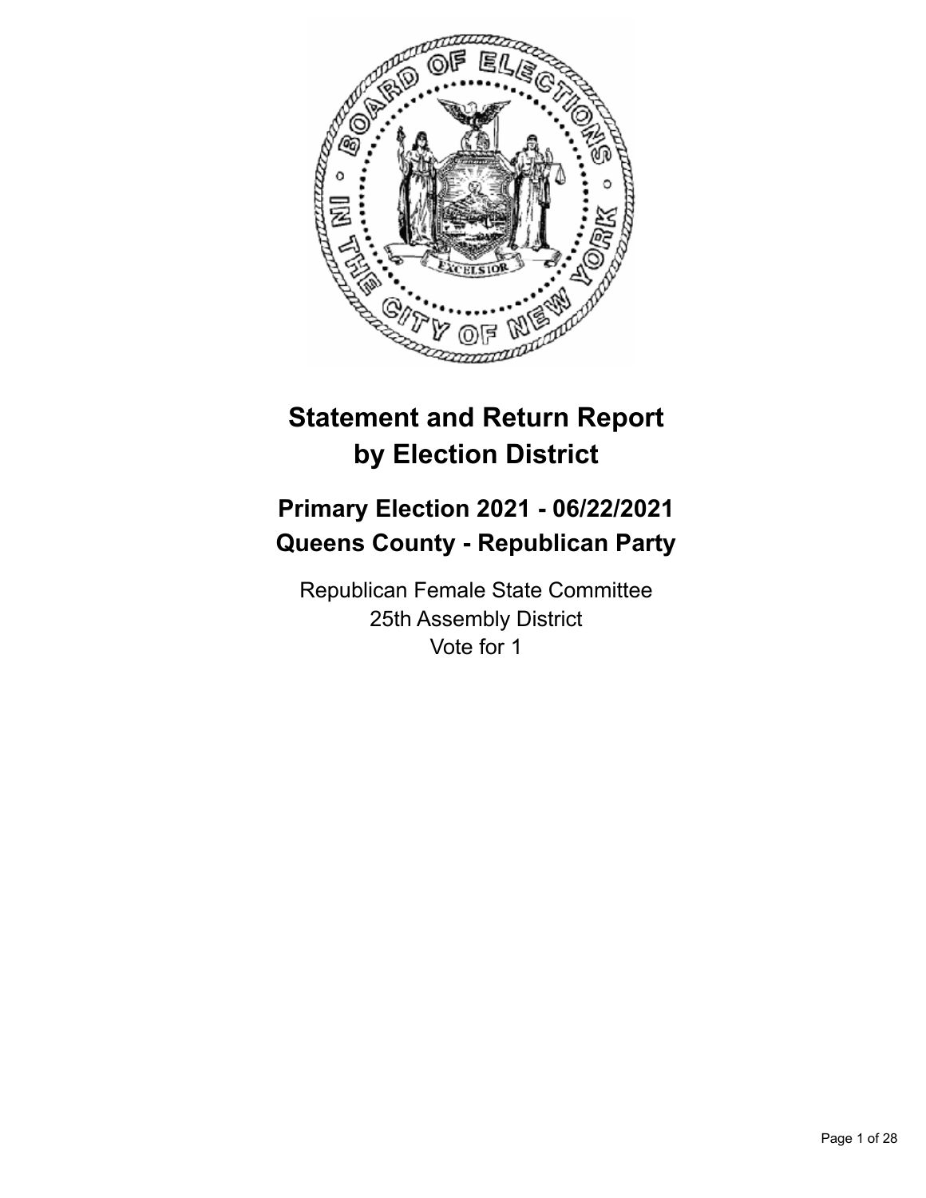# Statement and Return Report by Election District

## Primary Election 2021 - 06/22/2021
## Queens County - Republican Party

Republican Female State Committee
25th Assembly District
Vote for 1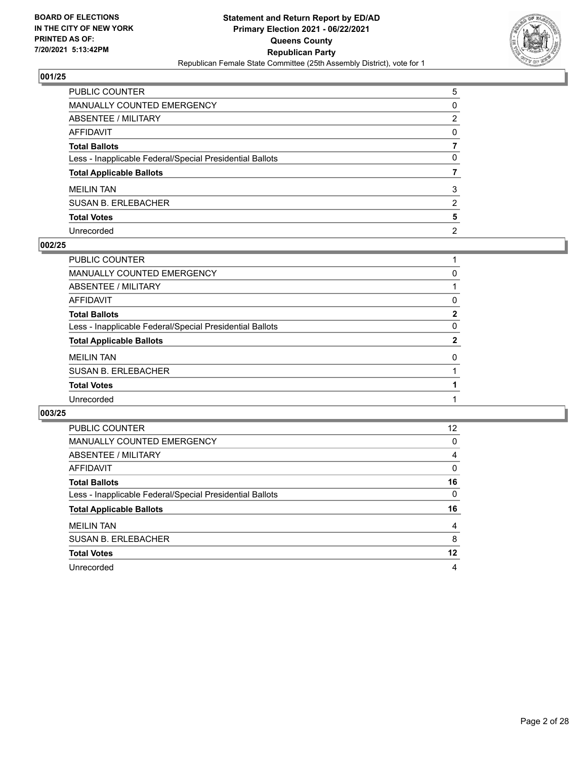**BOARD OF ELECTIONS IN THE CITY OF NEW YORK PRINTED AS OF: 7/20/2021 5:13:42PM**

**Statement and Return Report by ED/AD**
**Primary Election 2021 - 06/22/2021**
**Queens County**
**Republican Party**
Republican Female State Committee (25th Assembly District), vote for 1

### 001/25

| | |
|---|---|
| PUBLIC COUNTER | 5 |
| MANUALLY COUNTED EMERGENCY | 0 |
| ABSENTEE / MILITARY | 2 |
| AFFIDAVIT | 0 |
| **Total Ballots** | **7** |
| Less - Inapplicable Federal/Special Presidential Ballots | 0 |
| **Total Applicable Ballots** | **7** |
| MEILIN TAN | 3 |
| SUSAN B. ERLEBACHER | 2 |
| **Total Votes** | **5** |
| Unrecorded | 2 |

### 002/25

| | |
|---|---|
| PUBLIC COUNTER | 1 |
| MANUALLY COUNTED EMERGENCY | 0 |
| ABSENTEE / MILITARY | 1 |
| AFFIDAVIT | 0 |
| **Total Ballots** | **2** |
| Less - Inapplicable Federal/Special Presidential Ballots | 0 |
| **Total Applicable Ballots** | **2** |
| MEILIN TAN | 0 |
| SUSAN B. ERLEBACHER | 1 |
| **Total Votes** | **1** |
| Unrecorded | 1 |

### 003/25

| | |
|---|---|
| PUBLIC COUNTER | 12 |
| MANUALLY COUNTED EMERGENCY | 0 |
| ABSENTEE / MILITARY | 4 |
| AFFIDAVIT | 0 |
| **Total Ballots** | **16** |
| Less - Inapplicable Federal/Special Presidential Ballots | 0 |
| **Total Applicable Ballots** | **16** |
| MEILIN TAN | 4 |
| SUSAN B. ERLEBACHER | 8 |
| **Total Votes** | **12** |
| Unrecorded | 4 |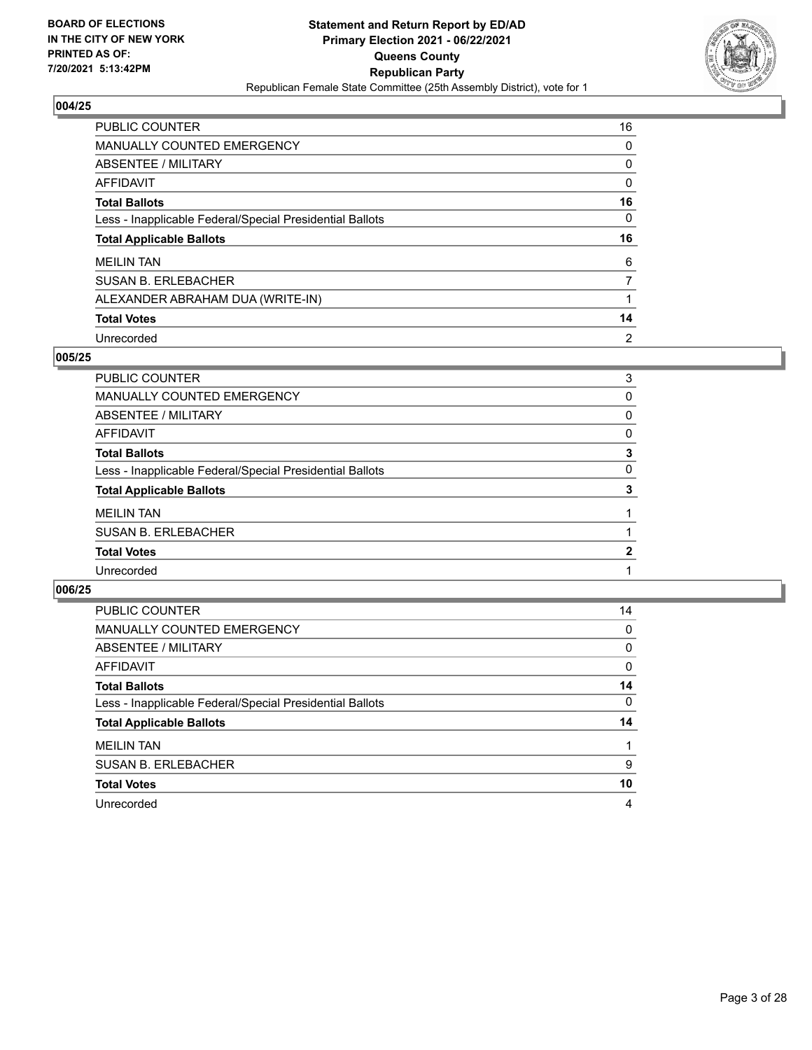**BOARD OF ELECTIONS IN THE CITY OF NEW YORK PRINTED AS OF: 7/20/2021 5:13:42PM**

**Statement and Return Report by ED/AD**
**Primary Election 2021 - 06/22/2021**
**Queens County**
**Republican Party**
Republican Female State Committee (25th Assembly District), vote for 1

## 004/25

| | |
|---|---|
| PUBLIC COUNTER | 16 |
| MANUALLY COUNTED EMERGENCY | 0 |
| ABSENTEE / MILITARY | 0 |
| AFFIDAVIT | 0 |
| **Total Ballots** | **16** |
| Less - Inapplicable Federal/Special Presidential Ballots | 0 |
| **Total Applicable Ballots** | **16** |
| MEILIN TAN | 6 |
| SUSAN B. ERLEBACHER | 7 |
| ALEXANDER ABRAHAM DUA (WRITE-IN) | 1 |
| **Total Votes** | **14** |
| Unrecorded | 2 |

## 005/25

| | |
|---|---|
| PUBLIC COUNTER | 3 |
| MANUALLY COUNTED EMERGENCY | 0 |
| ABSENTEE / MILITARY | 0 |
| AFFIDAVIT | 0 |
| **Total Ballots** | **3** |
| Less - Inapplicable Federal/Special Presidential Ballots | 0 |
| **Total Applicable Ballots** | **3** |
| MEILIN TAN | 1 |
| SUSAN B. ERLEBACHER | 1 |
| **Total Votes** | **2** |
| Unrecorded | 1 |

## 006/25

| | |
|---|---|
| PUBLIC COUNTER | 14 |
| MANUALLY COUNTED EMERGENCY | 0 |
| ABSENTEE / MILITARY | 0 |
| AFFIDAVIT | 0 |
| **Total Ballots** | **14** |
| Less - Inapplicable Federal/Special Presidential Ballots | 0 |
| **Total Applicable Ballots** | **14** |
| MEILIN TAN | 1 |
| SUSAN B. ERLEBACHER | 9 |
| **Total Votes** | **10** |
| Unrecorded | 4 |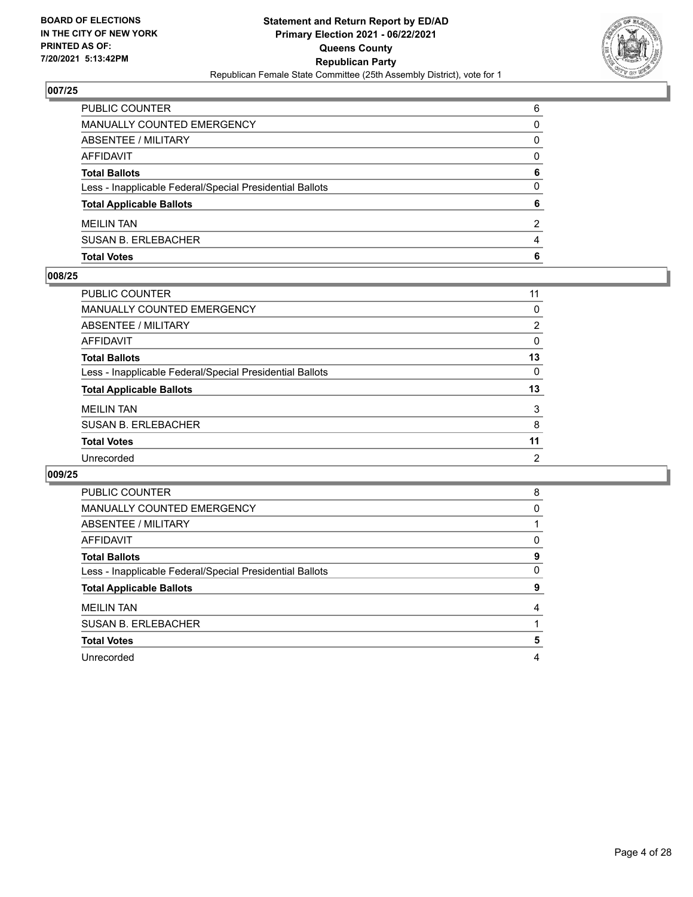**BOARD OF ELECTIONS IN THE CITY OF NEW YORK PRINTED AS OF: 7/20/2021 5:13:42PM**

**Statement and Return Report by ED/AD**
**Primary Election 2021 - 06/22/2021**
**Queens County**
**Republican Party**
Republican Female State Committee (25th Assembly District), vote for 1

### 007/25

| | |
|---|---|
| PUBLIC COUNTER | 6 |
| MANUALLY COUNTED EMERGENCY | 0 |
| ABSENTEE / MILITARY | 0 |
| AFFIDAVIT | 0 |
| **Total Ballots** | **6** |
| Less - Inapplicable Federal/Special Presidential Ballots | 0 |
| **Total Applicable Ballots** | **6** |
| MEILIN TAN | 2 |
| SUSAN B. ERLEBACHER | 4 |
| **Total Votes** | **6** |

### 008/25

| | |
|---|---|
| PUBLIC COUNTER | 11 |
| MANUALLY COUNTED EMERGENCY | 0 |
| ABSENTEE / MILITARY | 2 |
| AFFIDAVIT | 0 |
| **Total Ballots** | **13** |
| Less - Inapplicable Federal/Special Presidential Ballots | 0 |
| **Total Applicable Ballots** | **13** |
| MEILIN TAN | 3 |
| SUSAN B. ERLEBACHER | 8 |
| **Total Votes** | **11** |
| Unrecorded | 2 |

### 009/25

| | |
|---|---|
| PUBLIC COUNTER | 8 |
| MANUALLY COUNTED EMERGENCY | 0 |
| ABSENTEE / MILITARY | 1 |
| AFFIDAVIT | 0 |
| **Total Ballots** | **9** |
| Less - Inapplicable Federal/Special Presidential Ballots | 0 |
| **Total Applicable Ballots** | **9** |
| MEILIN TAN | 4 |
| SUSAN B. ERLEBACHER | 1 |
| **Total Votes** | **5** |
| Unrecorded | 4 |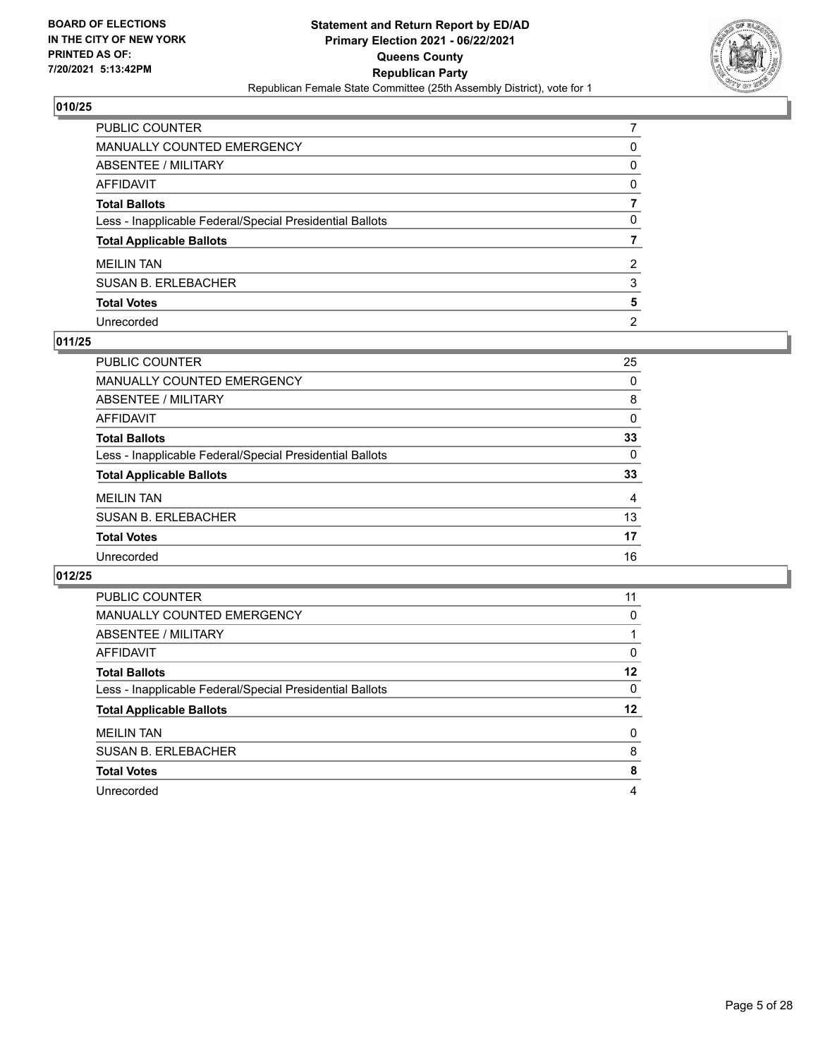## 010/25

| | |
|---|---|
| PUBLIC COUNTER | 7 |
| MANUALLY COUNTED EMERGENCY | 0 |
| ABSENTEE / MILITARY | 0 |
| AFFIDAVIT | 0 |
| **Total Ballots** | **7** |
| Less - Inapplicable Federal/Special Presidential Ballots | 0 |
| **Total Applicable Ballots** | **7** |
| MEILIN TAN | 2 |
| SUSAN B. ERLEBACHER | 3 |
| **Total Votes** | **5** |
| Unrecorded | 2 |

## 011/25

| | |
|---|---|
| PUBLIC COUNTER | 25 |
| MANUALLY COUNTED EMERGENCY | 0 |
| ABSENTEE / MILITARY | 8 |
| AFFIDAVIT | 0 |
| **Total Ballots** | **33** |
| Less - Inapplicable Federal/Special Presidential Ballots | 0 |
| **Total Applicable Ballots** | **33** |
| MEILIN TAN | 4 |
| SUSAN B. ERLEBACHER | 13 |
| **Total Votes** | **17** |
| Unrecorded | 16 |

## 012/25

| | |
|---|---|
| PUBLIC COUNTER | 11 |
| MANUALLY COUNTED EMERGENCY | 0 |
| ABSENTEE / MILITARY | 1 |
| AFFIDAVIT | 0 |
| **Total Ballots** | **12** |
| Less - Inapplicable Federal/Special Presidential Ballots | 0 |
| **Total Applicable Ballots** | **12** |
| MEILIN TAN | 0 |
| SUSAN B. ERLEBACHER | 8 |
| **Total Votes** | **8** |
| Unrecorded | 4 |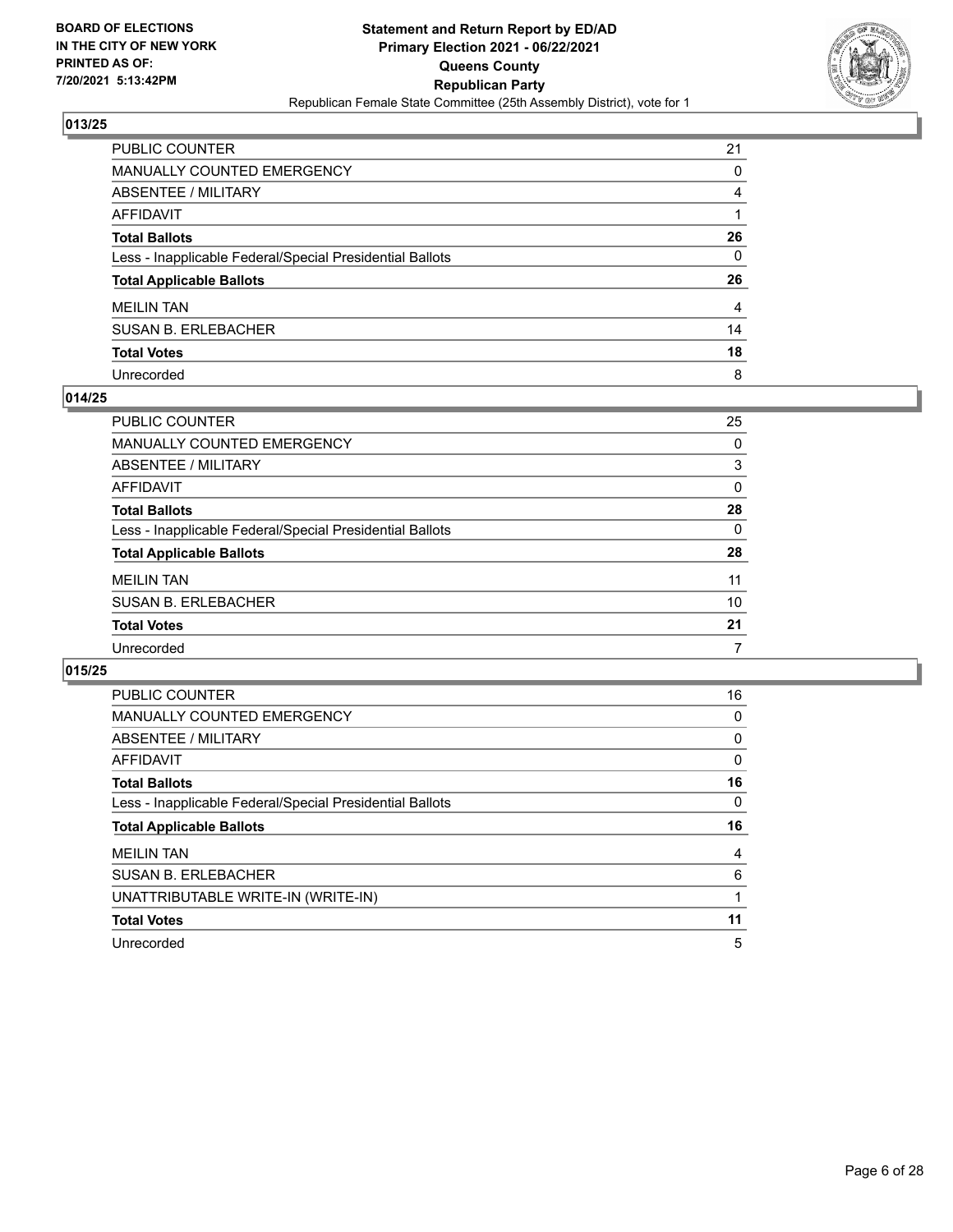**BOARD OF ELECTIONS IN THE CITY OF NEW YORK PRINTED AS OF: 7/20/2021 5:13:42PM**

**Statement and Return Report by ED/AD Primary Election 2021 - 06/22/2021 Queens County Republican Party**

Republican Female State Committee (25th Assembly District), vote for 1

### 013/25

| | |
|---|---|
| PUBLIC COUNTER | 21 |
| MANUALLY COUNTED EMERGENCY | 0 |
| ABSENTEE / MILITARY | 4 |
| AFFIDAVIT | 1 |
| **Total Ballots** | **26** |
| Less - Inapplicable Federal/Special Presidential Ballots | 0 |
| **Total Applicable Ballots** | **26** |
| MEILIN TAN | 4 |
| SUSAN B. ERLEBACHER | 14 |
| **Total Votes** | **18** |
| Unrecorded | 8 |

### 014/25

| | |
|---|---|
| PUBLIC COUNTER | 25 |
| MANUALLY COUNTED EMERGENCY | 0 |
| ABSENTEE / MILITARY | 3 |
| AFFIDAVIT | 0 |
| **Total Ballots** | **28** |
| Less - Inapplicable Federal/Special Presidential Ballots | 0 |
| **Total Applicable Ballots** | **28** |
| MEILIN TAN | 11 |
| SUSAN B. ERLEBACHER | 10 |
| **Total Votes** | **21** |
| Unrecorded | 7 |

### 015/25

| | |
|---|---|
| PUBLIC COUNTER | 16 |
| MANUALLY COUNTED EMERGENCY | 0 |
| ABSENTEE / MILITARY | 0 |
| AFFIDAVIT | 0 |
| **Total Ballots** | **16** |
| Less - Inapplicable Federal/Special Presidential Ballots | 0 |
| **Total Applicable Ballots** | **16** |
| MEILIN TAN | 4 |
| SUSAN B. ERLEBACHER | 6 |
| UNATTRIBUTABLE WRITE-IN (WRITE-IN) | 1 |
| **Total Votes** | **11** |
| Unrecorded | 5 |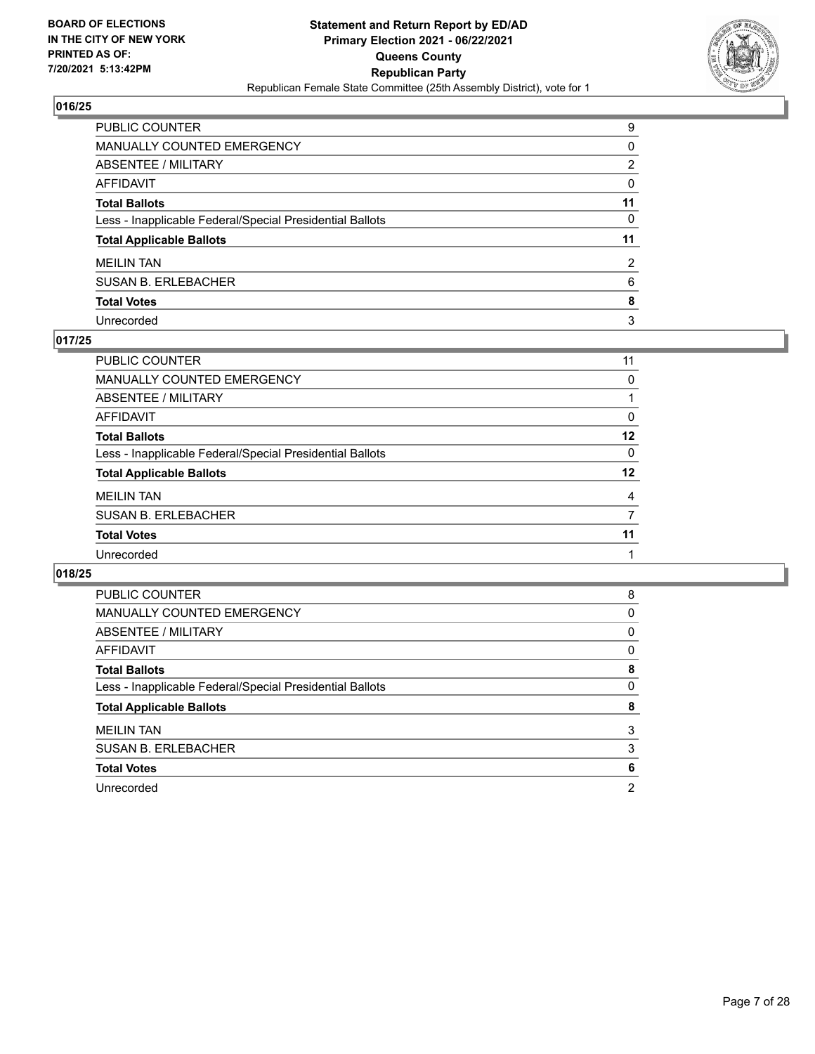## 016/25

| | |
|---|---|
| PUBLIC COUNTER | 9 |
| MANUALLY COUNTED EMERGENCY | 0 |
| ABSENTEE / MILITARY | 2 |
| AFFIDAVIT | 0 |
| **Total Ballots** | **11** |
| Less - Inapplicable Federal/Special Presidential Ballots | 0 |
| **Total Applicable Ballots** | **11** |
| MEILIN TAN | 2 |
| SUSAN B. ERLEBACHER | 6 |
| **Total Votes** | **8** |
| Unrecorded | 3 |

## 017/25

| | |
|---|---|
| PUBLIC COUNTER | 11 |
| MANUALLY COUNTED EMERGENCY | 0 |
| ABSENTEE / MILITARY | 1 |
| AFFIDAVIT | 0 |
| **Total Ballots** | **12** |
| Less - Inapplicable Federal/Special Presidential Ballots | 0 |
| **Total Applicable Ballots** | **12** |
| MEILIN TAN | 4 |
| SUSAN B. ERLEBACHER | 7 |
| **Total Votes** | **11** |
| Unrecorded | 1 |

## 018/25

| | |
|---|---|
| PUBLIC COUNTER | 8 |
| MANUALLY COUNTED EMERGENCY | 0 |
| ABSENTEE / MILITARY | 0 |
| AFFIDAVIT | 0 |
| **Total Ballots** | **8** |
| Less - Inapplicable Federal/Special Presidential Ballots | 0 |
| **Total Applicable Ballots** | **8** |
| MEILIN TAN | 3 |
| SUSAN B. ERLEBACHER | 3 |
| **Total Votes** | **6** |
| Unrecorded | 2 |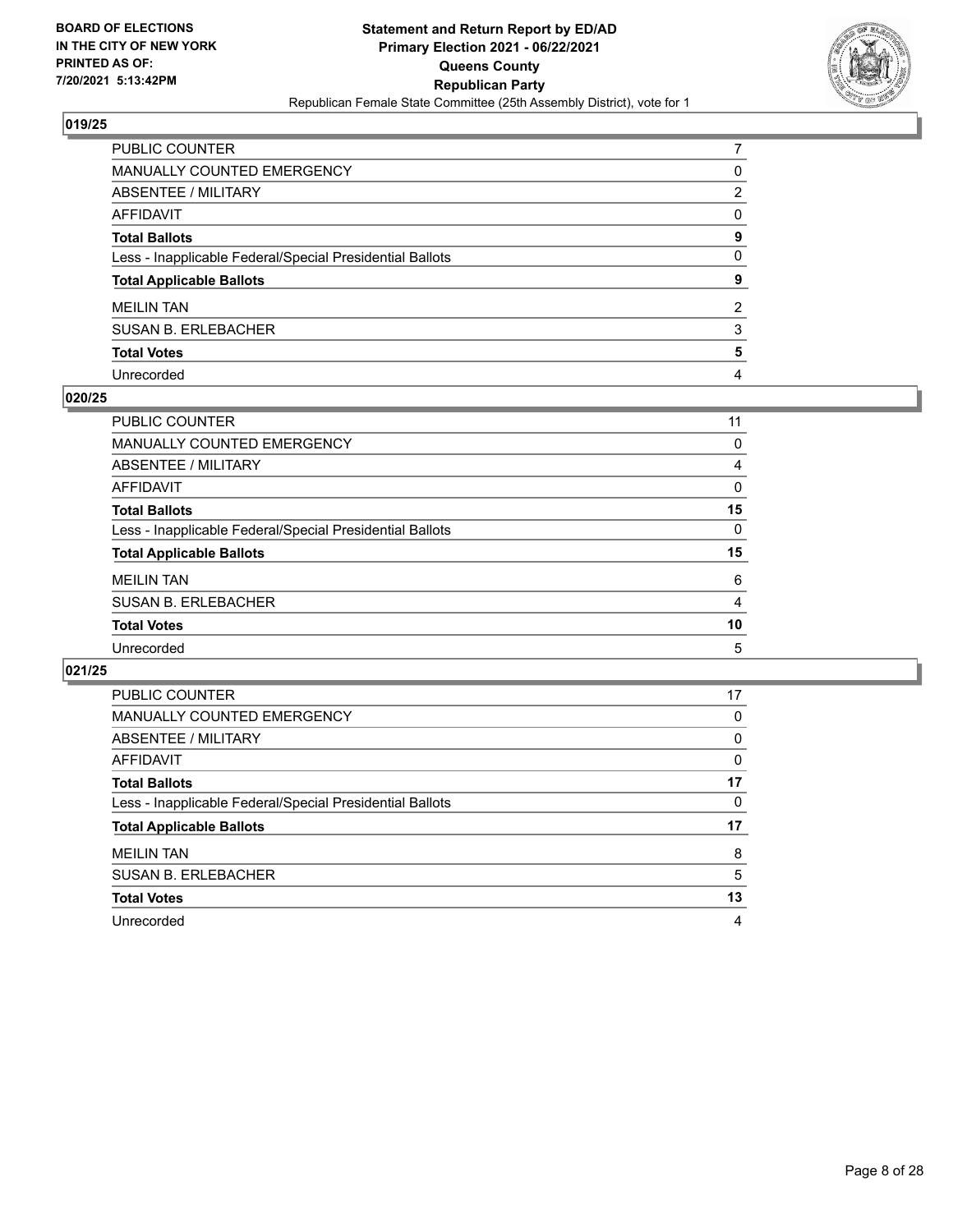BOARD OF ELECTIONS
IN THE CITY OF NEW YORK
PRINTED AS OF:
7/20/2021 5:13:42PM

**Statement and Return Report by ED/AD**
**Primary Election 2021 - 06/22/2021**
**Queens County**
**Republican Party**
Republican Female State Committee (25th Assembly District), vote for 1

### 019/25

| | |
|---|---|
| PUBLIC COUNTER | 7 |
| MANUALLY COUNTED EMERGENCY | 0 |
| ABSENTEE / MILITARY | 2 |
| AFFIDAVIT | 0 |
| **Total Ballots** | **9** |
| Less - Inapplicable Federal/Special Presidential Ballots | 0 |
| **Total Applicable Ballots** | **9** |
| MEILIN TAN | 2 |
| SUSAN B. ERLEBACHER | 3 |
| **Total Votes** | **5** |
| Unrecorded | 4 |

### 020/25

| | |
|---|---|
| PUBLIC COUNTER | 11 |
| MANUALLY COUNTED EMERGENCY | 0 |
| ABSENTEE / MILITARY | 4 |
| AFFIDAVIT | 0 |
| **Total Ballots** | **15** |
| Less - Inapplicable Federal/Special Presidential Ballots | 0 |
| **Total Applicable Ballots** | **15** |
| MEILIN TAN | 6 |
| SUSAN B. ERLEBACHER | 4 |
| **Total Votes** | **10** |
| Unrecorded | 5 |

### 021/25

| | |
|---|---|
| PUBLIC COUNTER | 17 |
| MANUALLY COUNTED EMERGENCY | 0 |
| ABSENTEE / MILITARY | 0 |
| AFFIDAVIT | 0 |
| **Total Ballots** | **17** |
| Less - Inapplicable Federal/Special Presidential Ballots | 0 |
| **Total Applicable Ballots** | **17** |
| MEILIN TAN | 8 |
| SUSAN B. ERLEBACHER | 5 |
| **Total Votes** | **13** |
| Unrecorded | 4 |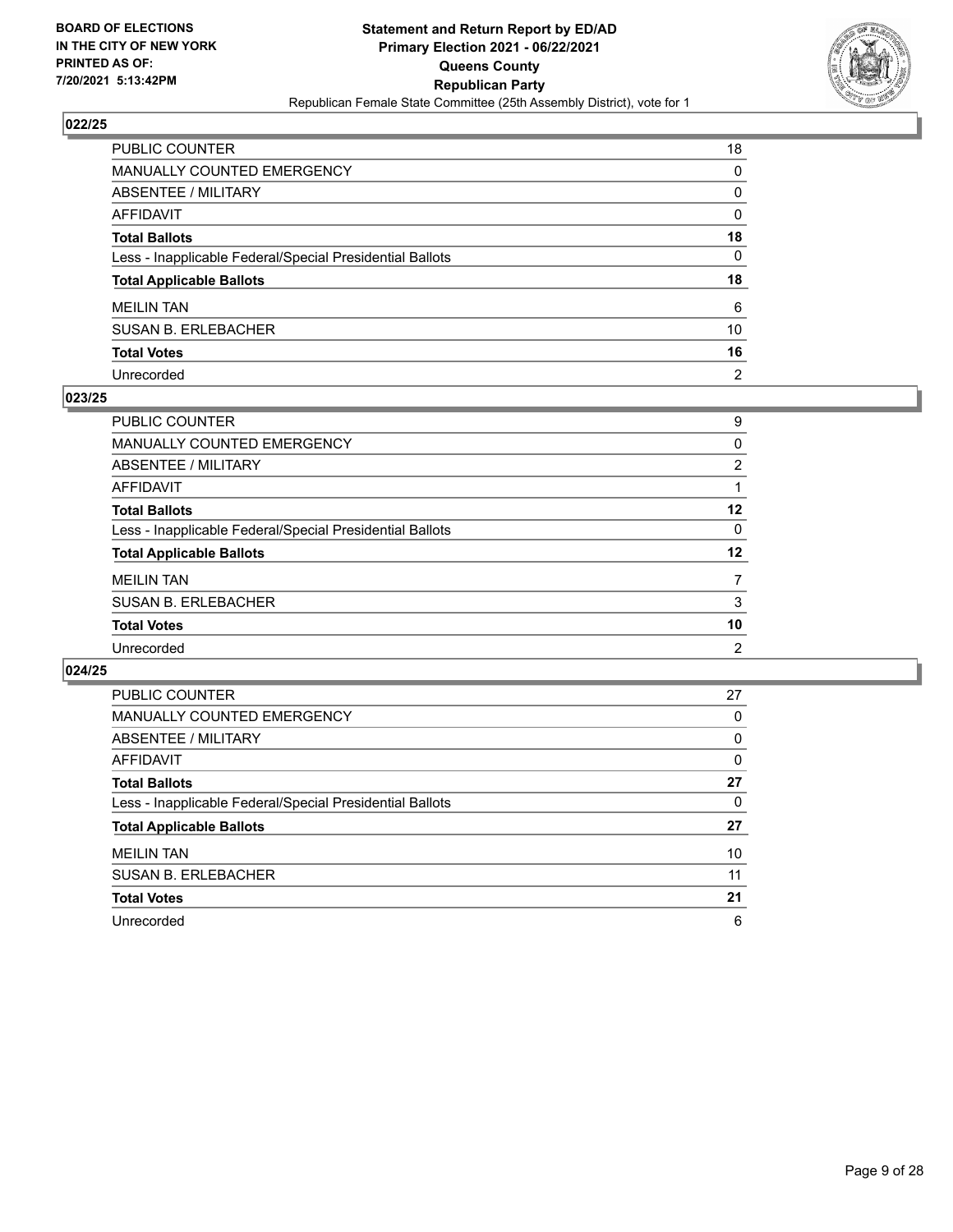**BOARD OF ELECTIONS IN THE CITY OF NEW YORK PRINTED AS OF: 7/20/2021 5:13:42PM**

**Statement and Return Report by ED/AD Primary Election 2021 - 06/22/2021 Queens County Republican Party**

Republican Female State Committee (25th Assembly District), vote for 1

## 022/25

| | |
|---|---|
| PUBLIC COUNTER | 18 |
| MANUALLY COUNTED EMERGENCY | 0 |
| ABSENTEE / MILITARY | 0 |
| AFFIDAVIT | 0 |
| **Total Ballots** | **18** |
| Less - Inapplicable Federal/Special Presidential Ballots | 0 |
| **Total Applicable Ballots** | **18** |
| MEILIN TAN | 6 |
| SUSAN B. ERLEBACHER | 10 |
| **Total Votes** | **16** |
| Unrecorded | 2 |

## 023/25

| | |
|---|---|
| PUBLIC COUNTER | 9 |
| MANUALLY COUNTED EMERGENCY | 0 |
| ABSENTEE / MILITARY | 2 |
| AFFIDAVIT | 1 |
| **Total Ballots** | **12** |
| Less - Inapplicable Federal/Special Presidential Ballots | 0 |
| **Total Applicable Ballots** | **12** |
| MEILIN TAN | 7 |
| SUSAN B. ERLEBACHER | 3 |
| **Total Votes** | **10** |
| Unrecorded | 2 |

## 024/25

| | |
|---|---|
| PUBLIC COUNTER | 27 |
| MANUALLY COUNTED EMERGENCY | 0 |
| ABSENTEE / MILITARY | 0 |
| AFFIDAVIT | 0 |
| **Total Ballots** | **27** |
| Less - Inapplicable Federal/Special Presidential Ballots | 0 |
| **Total Applicable Ballots** | **27** |
| MEILIN TAN | 10 |
| SUSAN B. ERLEBACHER | 11 |
| **Total Votes** | **21** |
| Unrecorded | 6 |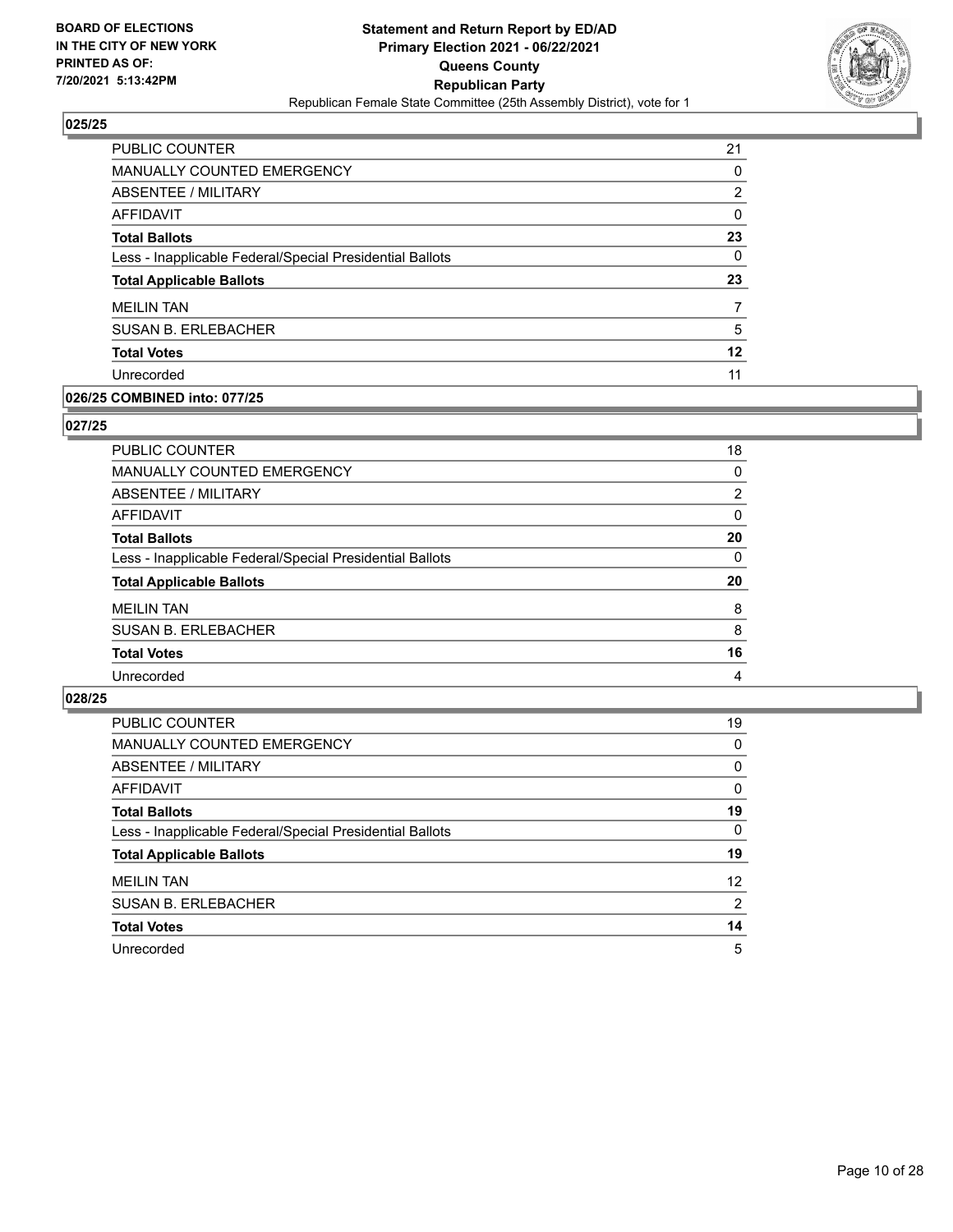## 025/25

| | |
|---|---|
| PUBLIC COUNTER | 21 |
| MANUALLY COUNTED EMERGENCY | 0 |
| ABSENTEE / MILITARY | 2 |
| AFFIDAVIT | 0 |
| **Total Ballots** | **23** |
| Less - Inapplicable Federal/Special Presidential Ballots | 0 |
| **Total Applicable Ballots** | **23** |
| MEILIN TAN | 7 |
| SUSAN B. ERLEBACHER | 5 |
| **Total Votes** | **12** |
| Unrecorded | 11 |

## 026/25 COMBINED into: 077/25

## 027/25

| | |
|---|---|
| PUBLIC COUNTER | 18 |
| MANUALLY COUNTED EMERGENCY | 0 |
| ABSENTEE / MILITARY | 2 |
| AFFIDAVIT | 0 |
| **Total Ballots** | **20** |
| Less - Inapplicable Federal/Special Presidential Ballots | 0 |
| **Total Applicable Ballots** | **20** |
| MEILIN TAN | 8 |
| SUSAN B. ERLEBACHER | 8 |
| **Total Votes** | **16** |
| Unrecorded | 4 |

## 028/25

| | |
|---|---|
| PUBLIC COUNTER | 19 |
| MANUALLY COUNTED EMERGENCY | 0 |
| ABSENTEE / MILITARY | 0 |
| AFFIDAVIT | 0 |
| **Total Ballots** | **19** |
| Less - Inapplicable Federal/Special Presidential Ballots | 0 |
| **Total Applicable Ballots** | **19** |
| MEILIN TAN | 12 |
| SUSAN B. ERLEBACHER | 2 |
| **Total Votes** | **14** |
| Unrecorded | 5 |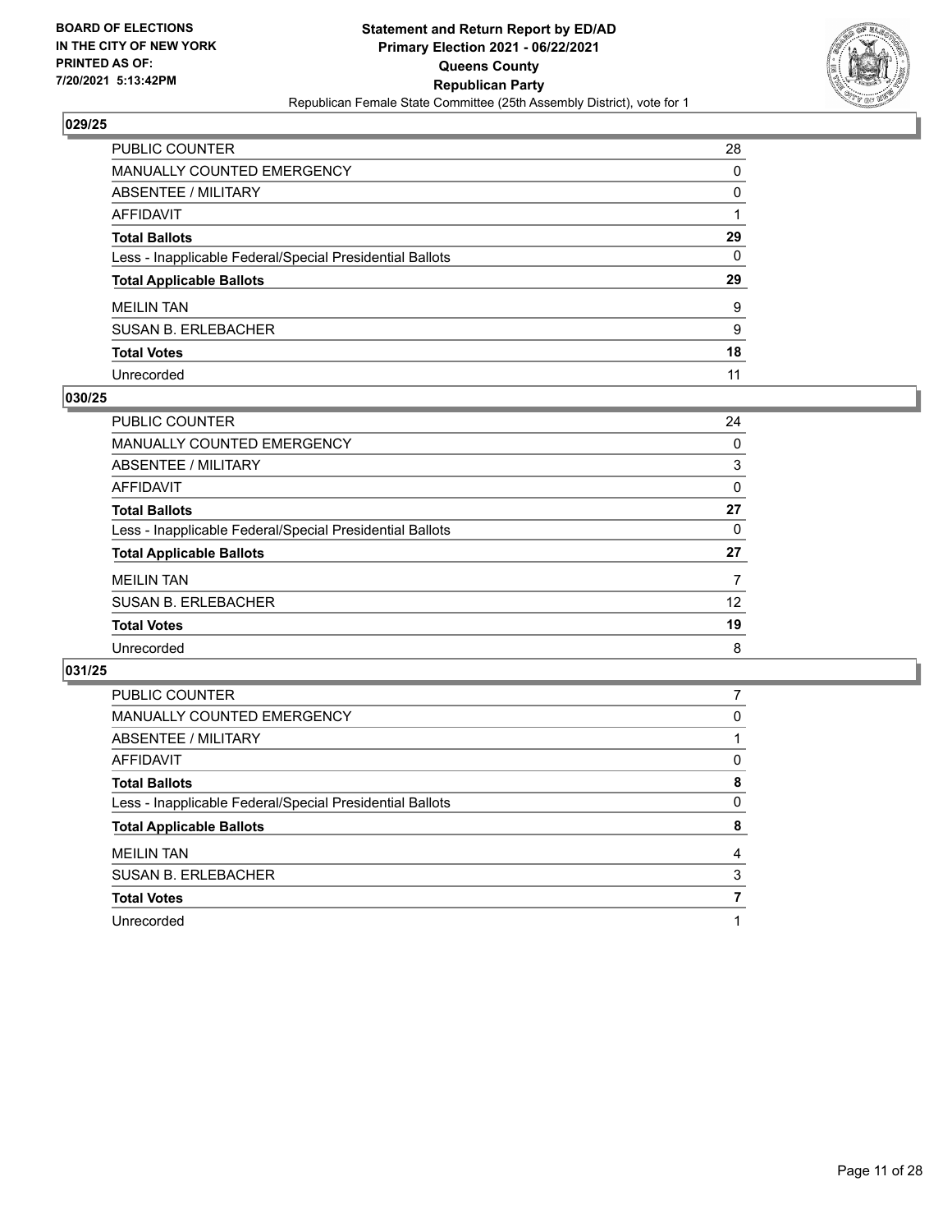**BOARD OF ELECTIONS IN THE CITY OF NEW YORK PRINTED AS OF: 7/20/2021 5:13:42PM**

**Statement and Return Report by ED/AD Primary Election 2021 - 06/22/2021 Queens County Republican Party**

Republican Female State Committee (25th Assembly District), vote for 1

## 029/25

| | |
|---|---|
| PUBLIC COUNTER | 28 |
| MANUALLY COUNTED EMERGENCY | 0 |
| ABSENTEE / MILITARY | 0 |
| AFFIDAVIT | 1 |
| **Total Ballots** | **29** |
| Less - Inapplicable Federal/Special Presidential Ballots | 0 |
| **Total Applicable Ballots** | **29** |
| MEILIN TAN | 9 |
| SUSAN B. ERLEBACHER | 9 |
| **Total Votes** | **18** |
| Unrecorded | 11 |

## 030/25

| | |
|---|---|
| PUBLIC COUNTER | 24 |
| MANUALLY COUNTED EMERGENCY | 0 |
| ABSENTEE / MILITARY | 3 |
| AFFIDAVIT | 0 |
| **Total Ballots** | **27** |
| Less - Inapplicable Federal/Special Presidential Ballots | 0 |
| **Total Applicable Ballots** | **27** |
| MEILIN TAN | 7 |
| SUSAN B. ERLEBACHER | 12 |
| **Total Votes** | **19** |
| Unrecorded | 8 |

## 031/25

| | |
|---|---|
| PUBLIC COUNTER | 7 |
| MANUALLY COUNTED EMERGENCY | 0 |
| ABSENTEE / MILITARY | 1 |
| AFFIDAVIT | 0 |
| **Total Ballots** | **8** |
| Less - Inapplicable Federal/Special Presidential Ballots | 0 |
| **Total Applicable Ballots** | **8** |
| MEILIN TAN | 4 |
| SUSAN B. ERLEBACHER | 3 |
| **Total Votes** | **7** |
| Unrecorded | 1 |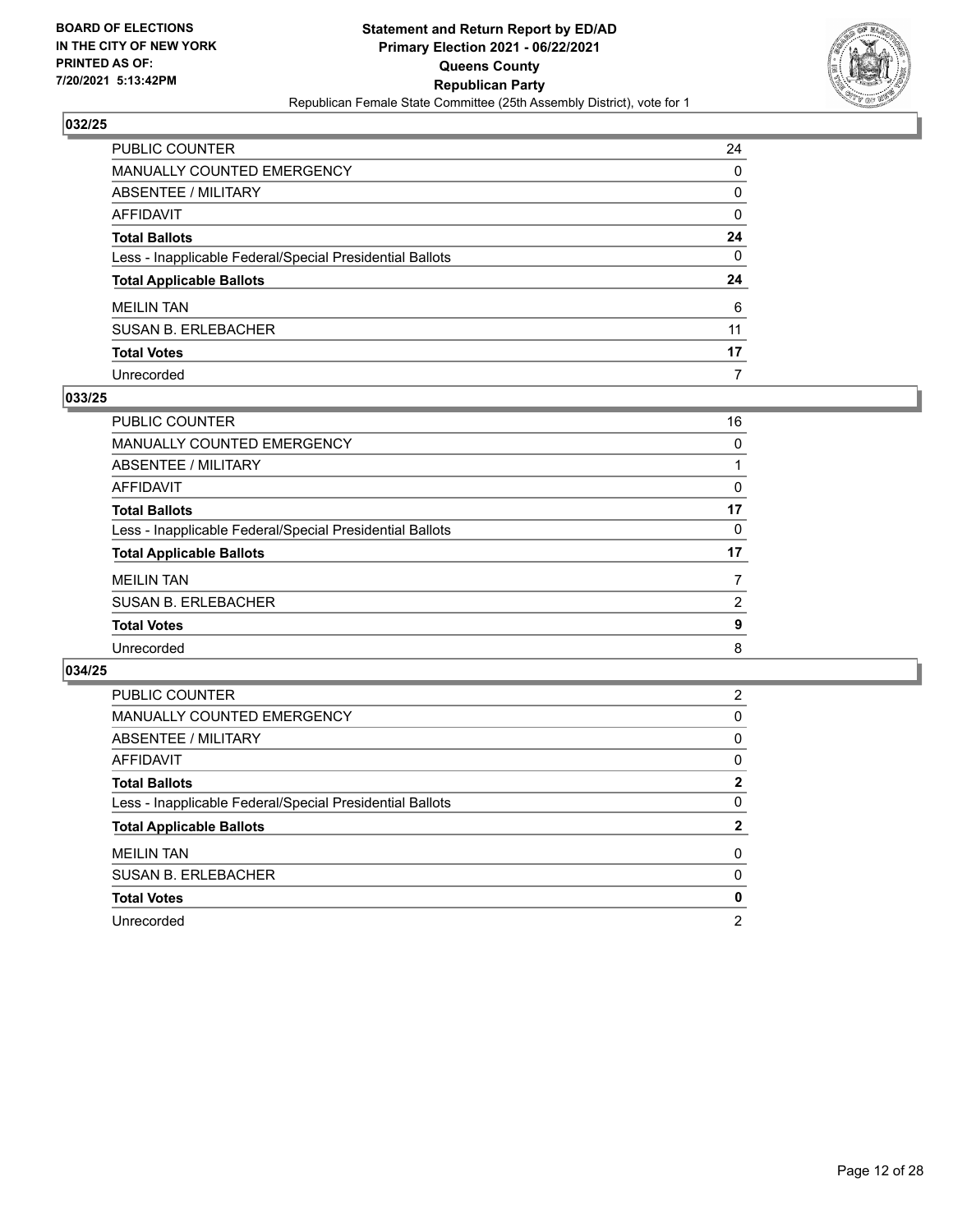**BOARD OF ELECTIONS IN THE CITY OF NEW YORK PRINTED AS OF: 7/20/2021 5:13:42PM**

**Statement and Return Report by ED/AD**
**Primary Election 2021 - 06/22/2021**
**Queens County**
**Republican Party**
Republican Female State Committee (25th Assembly District), vote for 1

### 032/25

| | |
|---|---|
| PUBLIC COUNTER | 24 |
| MANUALLY COUNTED EMERGENCY | 0 |
| ABSENTEE / MILITARY | 0 |
| AFFIDAVIT | 0 |
| **Total Ballots** | **24** |
| Less - Inapplicable Federal/Special Presidential Ballots | 0 |
| **Total Applicable Ballots** | **24** |
| MEILIN TAN | 6 |
| SUSAN B. ERLEBACHER | 11 |
| **Total Votes** | **17** |
| Unrecorded | 7 |

### 033/25

| | |
|---|---|
| PUBLIC COUNTER | 16 |
| MANUALLY COUNTED EMERGENCY | 0 |
| ABSENTEE / MILITARY | 1 |
| AFFIDAVIT | 0 |
| **Total Ballots** | **17** |
| Less - Inapplicable Federal/Special Presidential Ballots | 0 |
| **Total Applicable Ballots** | **17** |
| MEILIN TAN | 7 |
| SUSAN B. ERLEBACHER | 2 |
| **Total Votes** | **9** |
| Unrecorded | 8 |

### 034/25

| | |
|---|---|
| PUBLIC COUNTER | 2 |
| MANUALLY COUNTED EMERGENCY | 0 |
| ABSENTEE / MILITARY | 0 |
| AFFIDAVIT | 0 |
| **Total Ballots** | **2** |
| Less - Inapplicable Federal/Special Presidential Ballots | 0 |
| **Total Applicable Ballots** | **2** |
| MEILIN TAN | 0 |
| SUSAN B. ERLEBACHER | 0 |
| **Total Votes** | **0** |
| Unrecorded | 2 |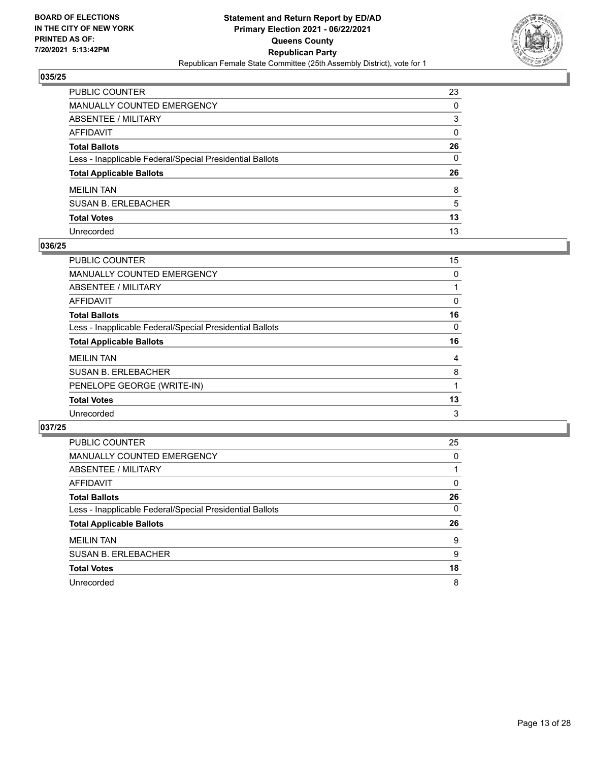**BOARD OF ELECTIONS IN THE CITY OF NEW YORK PRINTED AS OF: 7/20/2021 5:13:42PM**

**Statement and Return Report by ED/AD Primary Election 2021 - 06/22/2021 Queens County Republican Party**

Republican Female State Committee (25th Assembly District), vote for 1

## 035/25

| | |
|---|---|
| PUBLIC COUNTER | 23 |
| MANUALLY COUNTED EMERGENCY | 0 |
| ABSENTEE / MILITARY | 3 |
| AFFIDAVIT | 0 |
| **Total Ballots** | **26** |
| Less - Inapplicable Federal/Special Presidential Ballots | 0 |
| **Total Applicable Ballots** | **26** |
| MEILIN TAN | 8 |
| SUSAN B. ERLEBACHER | 5 |
| **Total Votes** | **13** |
| Unrecorded | 13 |

## 036/25

| | |
|---|---|
| PUBLIC COUNTER | 15 |
| MANUALLY COUNTED EMERGENCY | 0 |
| ABSENTEE / MILITARY | 1 |
| AFFIDAVIT | 0 |
| **Total Ballots** | **16** |
| Less - Inapplicable Federal/Special Presidential Ballots | 0 |
| **Total Applicable Ballots** | **16** |
| MEILIN TAN | 4 |
| SUSAN B. ERLEBACHER | 8 |
| PENELOPE GEORGE (WRITE-IN) | 1 |
| **Total Votes** | **13** |
| Unrecorded | 3 |

## 037/25

| | |
|---|---|
| PUBLIC COUNTER | 25 |
| MANUALLY COUNTED EMERGENCY | 0 |
| ABSENTEE / MILITARY | 1 |
| AFFIDAVIT | 0 |
| **Total Ballots** | **26** |
| Less - Inapplicable Federal/Special Presidential Ballots | 0 |
| **Total Applicable Ballots** | **26** |
| MEILIN TAN | 9 |
| SUSAN B. ERLEBACHER | 9 |
| **Total Votes** | **18** |
| Unrecorded | 8 |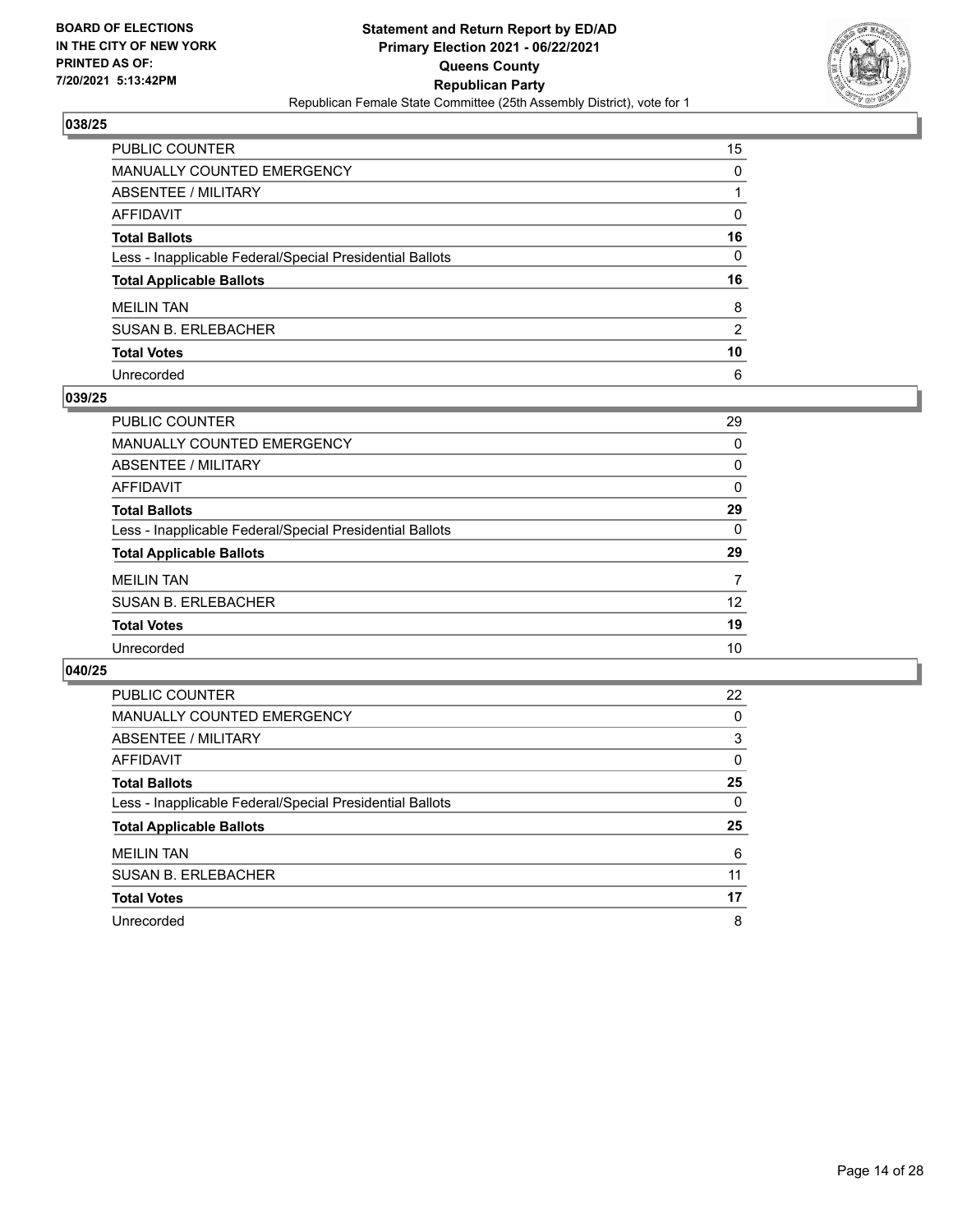BOARD OF ELECTIONS
IN THE CITY OF NEW YORK
PRINTED AS OF:
7/20/2021 5:13:42PM

**Statement and Return Report by ED/AD**
**Primary Election 2021 - 06/22/2021**
**Queens County**
**Republican Party**
Republican Female State Committee (25th Assembly District), vote for 1

## 038/25

| | |
|---|---|
| PUBLIC COUNTER | 15 |
| MANUALLY COUNTED EMERGENCY | 0 |
| ABSENTEE / MILITARY | 1 |
| AFFIDAVIT | 0 |
| **Total Ballots** | **16** |
| Less - Inapplicable Federal/Special Presidential Ballots | 0 |
| **Total Applicable Ballots** | **16** |
| MEILIN TAN | 8 |
| SUSAN B. ERLEBACHER | 2 |
| **Total Votes** | **10** |
| Unrecorded | 6 |

## 039/25

| | |
|---|---|
| PUBLIC COUNTER | 29 |
| MANUALLY COUNTED EMERGENCY | 0 |
| ABSENTEE / MILITARY | 0 |
| AFFIDAVIT | 0 |
| **Total Ballots** | **29** |
| Less - Inapplicable Federal/Special Presidential Ballots | 0 |
| **Total Applicable Ballots** | **29** |
| MEILIN TAN | 7 |
| SUSAN B. ERLEBACHER | 12 |
| **Total Votes** | **19** |
| Unrecorded | 10 |

## 040/25

| | |
|---|---|
| PUBLIC COUNTER | 22 |
| MANUALLY COUNTED EMERGENCY | 0 |
| ABSENTEE / MILITARY | 3 |
| AFFIDAVIT | 0 |
| **Total Ballots** | **25** |
| Less - Inapplicable Federal/Special Presidential Ballots | 0 |
| **Total Applicable Ballots** | **25** |
| MEILIN TAN | 6 |
| SUSAN B. ERLEBACHER | 11 |
| **Total Votes** | **17** |
| Unrecorded | 8 |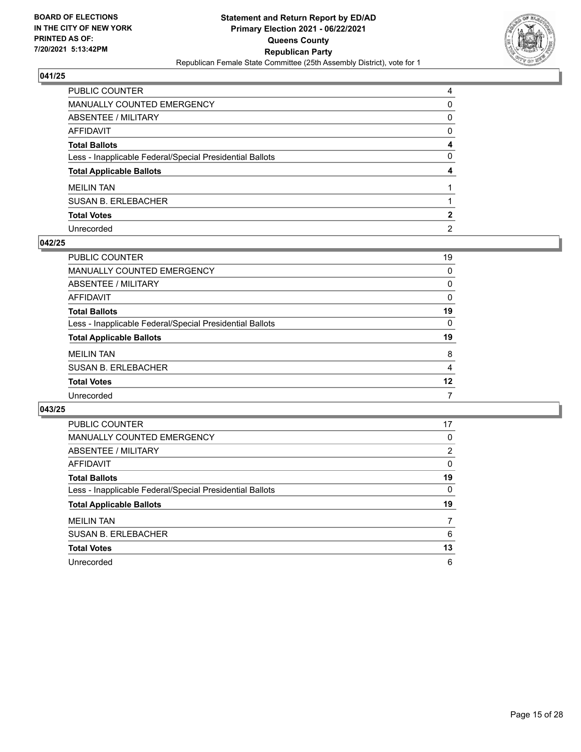## 041/25

| | |
|---|---|
| PUBLIC COUNTER | 4 |
| MANUALLY COUNTED EMERGENCY | 0 |
| ABSENTEE / MILITARY | 0 |
| AFFIDAVIT | 0 |
| **Total Ballots** | **4** |
| Less - Inapplicable Federal/Special Presidential Ballots | 0 |
| **Total Applicable Ballots** | **4** |
| MEILIN TAN | 1 |
| SUSAN B. ERLEBACHER | 1 |
| **Total Votes** | **2** |
| Unrecorded | 2 |

## 042/25

| | |
|---|---|
| PUBLIC COUNTER | 19 |
| MANUALLY COUNTED EMERGENCY | 0 |
| ABSENTEE / MILITARY | 0 |
| AFFIDAVIT | 0 |
| **Total Ballots** | **19** |
| Less - Inapplicable Federal/Special Presidential Ballots | 0 |
| **Total Applicable Ballots** | **19** |
| MEILIN TAN | 8 |
| SUSAN B. ERLEBACHER | 4 |
| **Total Votes** | **12** |
| Unrecorded | 7 |

## 043/25

| | |
|---|---|
| PUBLIC COUNTER | 17 |
| MANUALLY COUNTED EMERGENCY | 0 |
| ABSENTEE / MILITARY | 2 |
| AFFIDAVIT | 0 |
| **Total Ballots** | **19** |
| Less - Inapplicable Federal/Special Presidential Ballots | 0 |
| **Total Applicable Ballots** | **19** |
| MEILIN TAN | 7 |
| SUSAN B. ERLEBACHER | 6 |
| **Total Votes** | **13** |
| Unrecorded | 6 |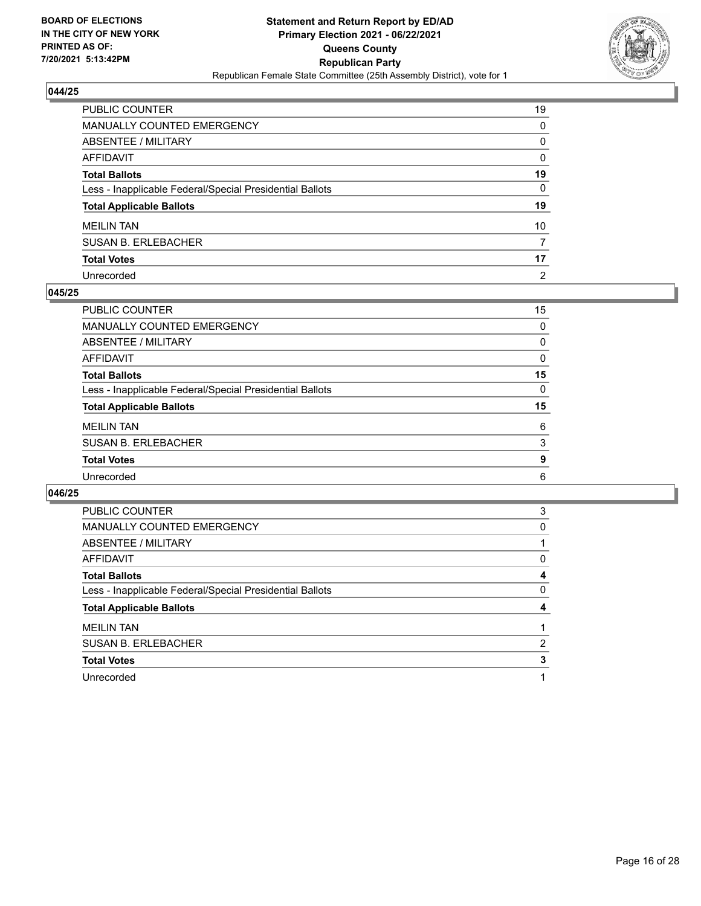BOARD OF ELECTIONS
IN THE CITY OF NEW YORK
PRINTED AS OF:
7/20/2021 5:13:42PM

**Statement and Return Report by ED/AD**
**Primary Election 2021 - 06/22/2021**
**Queens County**
**Republican Party**
Republican Female State Committee (25th Assembly District), vote for 1

### 044/25

| | |
|---|---|
| PUBLIC COUNTER | 19 |
| MANUALLY COUNTED EMERGENCY | 0 |
| ABSENTEE / MILITARY | 0 |
| AFFIDAVIT | 0 |
| **Total Ballots** | **19** |
| Less - Inapplicable Federal/Special Presidential Ballots | 0 |
| **Total Applicable Ballots** | **19** |
| MEILIN TAN | 10 |
| SUSAN B. ERLEBACHER | 7 |
| **Total Votes** | **17** |
| Unrecorded | 2 |

### 045/25

| | |
|---|---|
| PUBLIC COUNTER | 15 |
| MANUALLY COUNTED EMERGENCY | 0 |
| ABSENTEE / MILITARY | 0 |
| AFFIDAVIT | 0 |
| **Total Ballots** | **15** |
| Less - Inapplicable Federal/Special Presidential Ballots | 0 |
| **Total Applicable Ballots** | **15** |
| MEILIN TAN | 6 |
| SUSAN B. ERLEBACHER | 3 |
| **Total Votes** | **9** |
| Unrecorded | 6 |

### 046/25

| | |
|---|---|
| PUBLIC COUNTER | 3 |
| MANUALLY COUNTED EMERGENCY | 0 |
| ABSENTEE / MILITARY | 1 |
| AFFIDAVIT | 0 |
| **Total Ballots** | **4** |
| Less - Inapplicable Federal/Special Presidential Ballots | 0 |
| **Total Applicable Ballots** | **4** |
| MEILIN TAN | 1 |
| SUSAN B. ERLEBACHER | 2 |
| **Total Votes** | **3** |
| Unrecorded | 1 |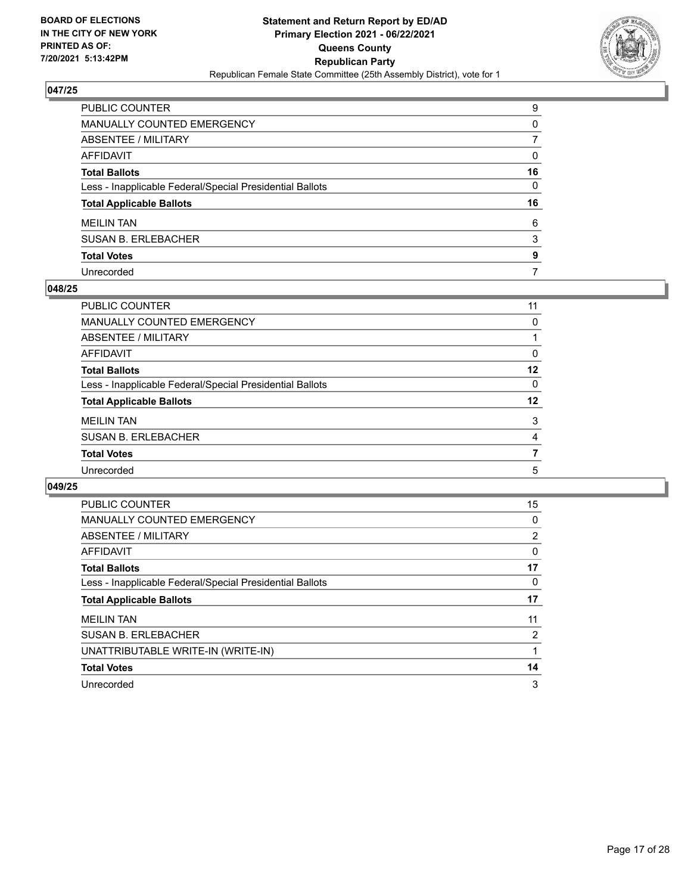## 047/25

| | |
|---|---|
| PUBLIC COUNTER | 9 |
| MANUALLY COUNTED EMERGENCY | 0 |
| ABSENTEE / MILITARY | 7 |
| AFFIDAVIT | 0 |
| **Total Ballots** | **16** |
| Less - Inapplicable Federal/Special Presidential Ballots | 0 |
| **Total Applicable Ballots** | **16** |
| MEILIN TAN | 6 |
| SUSAN B. ERLEBACHER | 3 |
| **Total Votes** | **9** |
| Unrecorded | 7 |

## 048/25

| | |
|---|---|
| PUBLIC COUNTER | 11 |
| MANUALLY COUNTED EMERGENCY | 0 |
| ABSENTEE / MILITARY | 1 |
| AFFIDAVIT | 0 |
| **Total Ballots** | **12** |
| Less - Inapplicable Federal/Special Presidential Ballots | 0 |
| **Total Applicable Ballots** | **12** |
| MEILIN TAN | 3 |
| SUSAN B. ERLEBACHER | 4 |
| **Total Votes** | **7** |
| Unrecorded | 5 |

## 049/25

| | |
|---|---|
| PUBLIC COUNTER | 15 |
| MANUALLY COUNTED EMERGENCY | 0 |
| ABSENTEE / MILITARY | 2 |
| AFFIDAVIT | 0 |
| **Total Ballots** | **17** |
| Less - Inapplicable Federal/Special Presidential Ballots | 0 |
| **Total Applicable Ballots** | **17** |
| MEILIN TAN | 11 |
| SUSAN B. ERLEBACHER | 2 |
| UNATTRIBUTABLE WRITE-IN (WRITE-IN) | 1 |
| **Total Votes** | **14** |
| Unrecorded | 3 |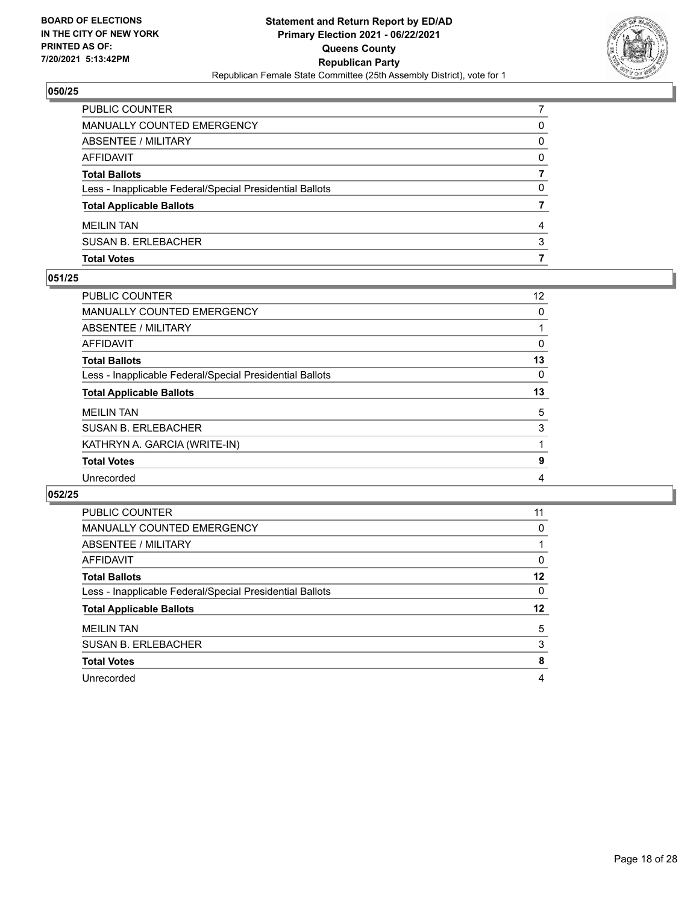BOARD OF ELECTIONS
IN THE CITY OF NEW YORK
PRINTED AS OF:
7/20/2021 5:13:42PM

**Statement and Return Report by ED/AD**
**Primary Election 2021 - 06/22/2021**
**Queens County**
**Republican Party**
Republican Female State Committee (25th Assembly District), vote for 1

### 050/25

| | |
|---|---|
| PUBLIC COUNTER | 7 |
| MANUALLY COUNTED EMERGENCY | 0 |
| ABSENTEE / MILITARY | 0 |
| AFFIDAVIT | 0 |
| **Total Ballots** | **7** |
| Less - Inapplicable Federal/Special Presidential Ballots | 0 |
| **Total Applicable Ballots** | **7** |
| MEILIN TAN | 4 |
| SUSAN B. ERLEBACHER | 3 |
| **Total Votes** | **7** |

### 051/25

| | |
|---|---|
| PUBLIC COUNTER | 12 |
| MANUALLY COUNTED EMERGENCY | 0 |
| ABSENTEE / MILITARY | 1 |
| AFFIDAVIT | 0 |
| **Total Ballots** | **13** |
| Less - Inapplicable Federal/Special Presidential Ballots | 0 |
| **Total Applicable Ballots** | **13** |
| MEILIN TAN | 5 |
| SUSAN B. ERLEBACHER | 3 |
| KATHRYN A. GARCIA (WRITE-IN) | 1 |
| **Total Votes** | **9** |
| Unrecorded | 4 |

### 052/25

| | |
|---|---|
| PUBLIC COUNTER | 11 |
| MANUALLY COUNTED EMERGENCY | 0 |
| ABSENTEE / MILITARY | 1 |
| AFFIDAVIT | 0 |
| **Total Ballots** | **12** |
| Less - Inapplicable Federal/Special Presidential Ballots | 0 |
| **Total Applicable Ballots** | **12** |
| MEILIN TAN | 5 |
| SUSAN B. ERLEBACHER | 3 |
| **Total Votes** | **8** |
| Unrecorded | 4 |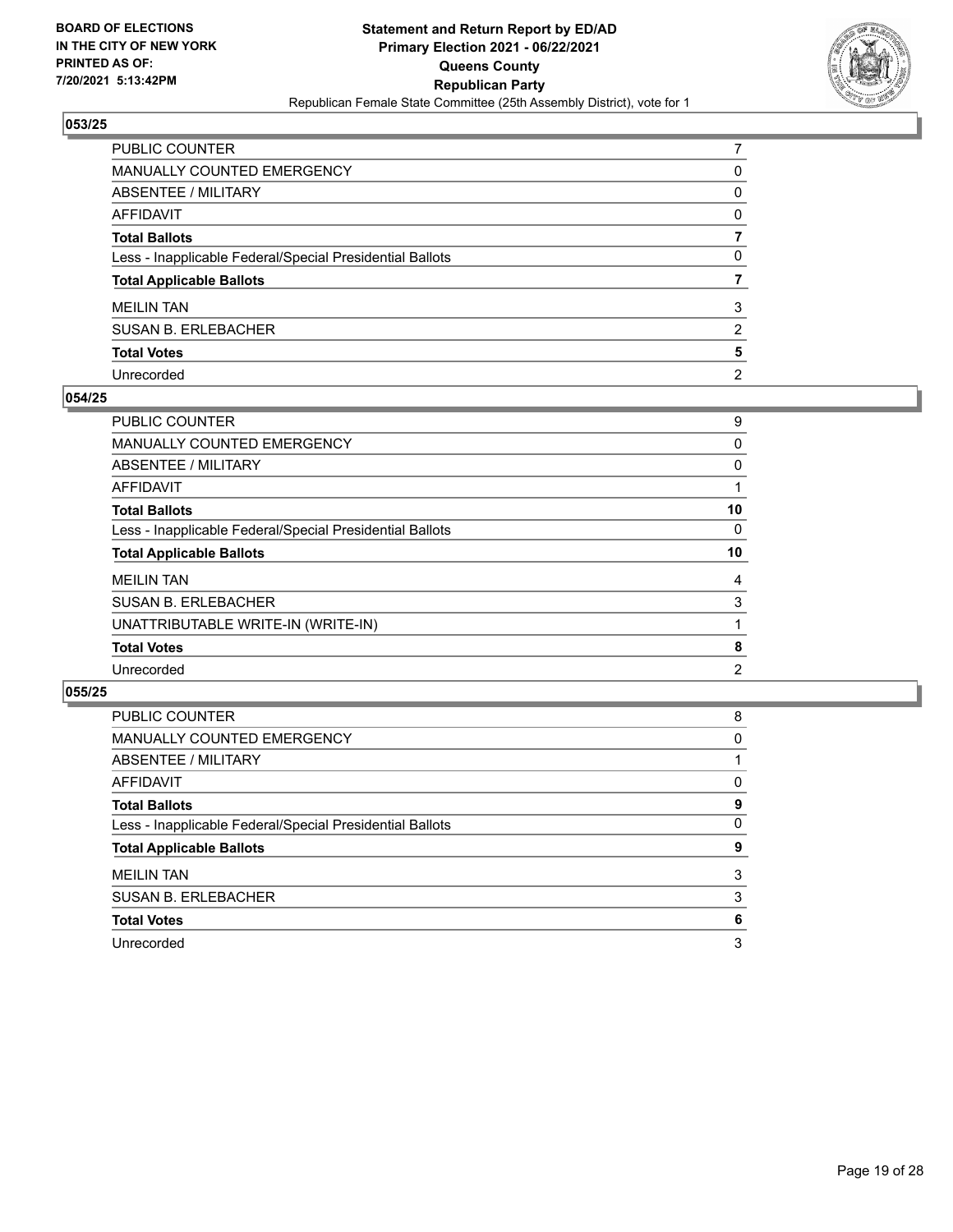**BOARD OF ELECTIONS IN THE CITY OF NEW YORK PRINTED AS OF: 7/20/2021 5:13:42PM**

**Statement and Return Report by ED/AD**
**Primary Election 2021 - 06/22/2021**
**Queens County**
**Republican Party**
Republican Female State Committee (25th Assembly District), vote for 1

## 053/25

| | |
|---|---|
| PUBLIC COUNTER | 7 |
| MANUALLY COUNTED EMERGENCY | 0 |
| ABSENTEE / MILITARY | 0 |
| AFFIDAVIT | 0 |
| **Total Ballots** | **7** |
| Less - Inapplicable Federal/Special Presidential Ballots | 0 |
| **Total Applicable Ballots** | **7** |
| MEILIN TAN | 3 |
| SUSAN B. ERLEBACHER | 2 |
| **Total Votes** | **5** |
| Unrecorded | 2 |

## 054/25

| | |
|---|---|
| PUBLIC COUNTER | 9 |
| MANUALLY COUNTED EMERGENCY | 0 |
| ABSENTEE / MILITARY | 0 |
| AFFIDAVIT | 1 |
| **Total Ballots** | **10** |
| Less - Inapplicable Federal/Special Presidential Ballots | 0 |
| **Total Applicable Ballots** | **10** |
| MEILIN TAN | 4 |
| SUSAN B. ERLEBACHER | 3 |
| UNATTRIBUTABLE WRITE-IN (WRITE-IN) | 1 |
| **Total Votes** | **8** |
| Unrecorded | 2 |

## 055/25

| | |
|---|---|
| PUBLIC COUNTER | 8 |
| MANUALLY COUNTED EMERGENCY | 0 |
| ABSENTEE / MILITARY | 1 |
| AFFIDAVIT | 0 |
| **Total Ballots** | **9** |
| Less - Inapplicable Federal/Special Presidential Ballots | 0 |
| **Total Applicable Ballots** | **9** |
| MEILIN TAN | 3 |
| SUSAN B. ERLEBACHER | 3 |
| **Total Votes** | **6** |
| Unrecorded | 3 |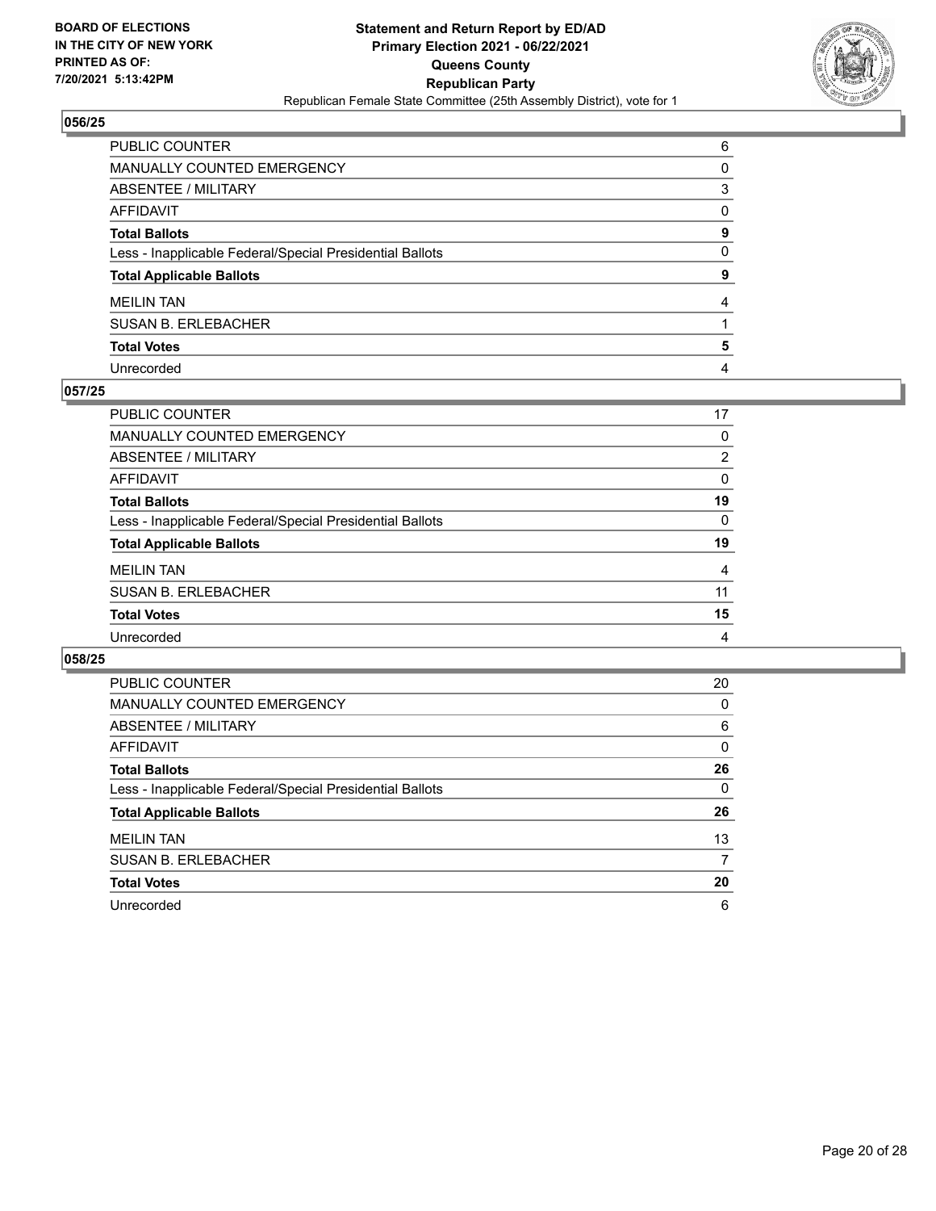**BOARD OF ELECTIONS IN THE CITY OF NEW YORK PRINTED AS OF: 7/20/2021 5:13:42PM**

**Statement and Return Report by ED/AD Primary Election 2021 - 06/22/2021 Queens County Republican Party**

Republican Female State Committee (25th Assembly District), vote for 1

## 056/25

| | |
|---|---|
| PUBLIC COUNTER | 6 |
| MANUALLY COUNTED EMERGENCY | 0 |
| ABSENTEE / MILITARY | 3 |
| AFFIDAVIT | 0 |
| **Total Ballots** | **9** |
| Less - Inapplicable Federal/Special Presidential Ballots | 0 |
| **Total Applicable Ballots** | **9** |
| MEILIN TAN | 4 |
| SUSAN B. ERLEBACHER | 1 |
| **Total Votes** | **5** |
| Unrecorded | 4 |

## 057/25

| | |
|---|---|
| PUBLIC COUNTER | 17 |
| MANUALLY COUNTED EMERGENCY | 0 |
| ABSENTEE / MILITARY | 2 |
| AFFIDAVIT | 0 |
| **Total Ballots** | **19** |
| Less - Inapplicable Federal/Special Presidential Ballots | 0 |
| **Total Applicable Ballots** | **19** |
| MEILIN TAN | 4 |
| SUSAN B. ERLEBACHER | 11 |
| **Total Votes** | **15** |
| Unrecorded | 4 |

## 058/25

| | |
|---|---|
| PUBLIC COUNTER | 20 |
| MANUALLY COUNTED EMERGENCY | 0 |
| ABSENTEE / MILITARY | 6 |
| AFFIDAVIT | 0 |
| **Total Ballots** | **26** |
| Less - Inapplicable Federal/Special Presidential Ballots | 0 |
| **Total Applicable Ballots** | **26** |
| MEILIN TAN | 13 |
| SUSAN B. ERLEBACHER | 7 |
| **Total Votes** | **20** |
| Unrecorded | 6 |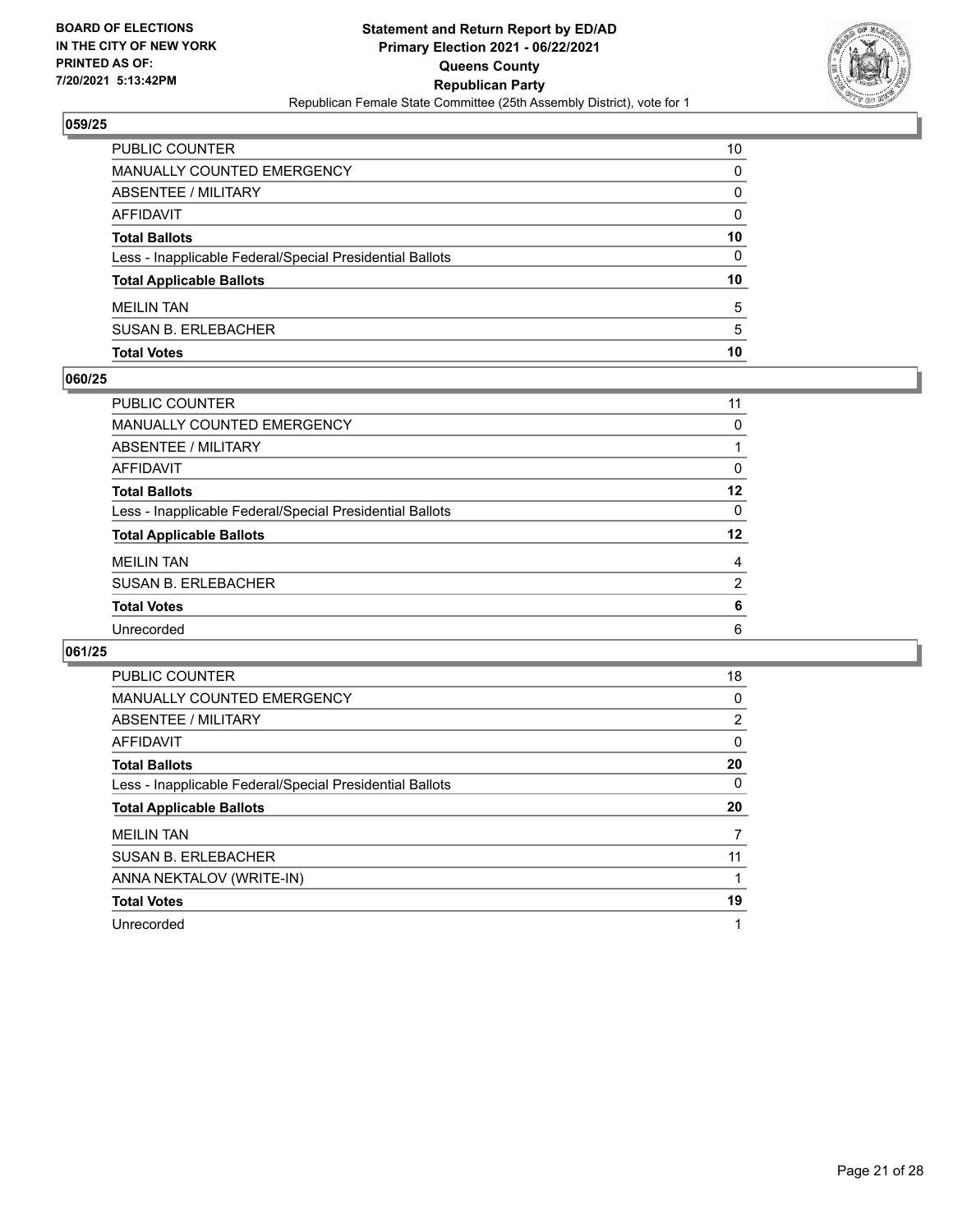**BOARD OF ELECTIONS IN THE CITY OF NEW YORK PRINTED AS OF: 7/20/2021 5:13:42PM**

**Statement and Return Report by ED/AD**
**Primary Election 2021 - 06/22/2021**
**Queens County**
**Republican Party**
Republican Female State Committee (25th Assembly District), vote for 1

## 059/25

| | |
|---|---|
| PUBLIC COUNTER | 10 |
| MANUALLY COUNTED EMERGENCY | 0 |
| ABSENTEE / MILITARY | 0 |
| AFFIDAVIT | 0 |
| **Total Ballots** | **10** |
| Less - Inapplicable Federal/Special Presidential Ballots | 0 |
| **Total Applicable Ballots** | **10** |
| MEILIN TAN | 5 |
| SUSAN B. ERLEBACHER | 5 |
| **Total Votes** | **10** |

## 060/25

| | |
|---|---|
| PUBLIC COUNTER | 11 |
| MANUALLY COUNTED EMERGENCY | 0 |
| ABSENTEE / MILITARY | 1 |
| AFFIDAVIT | 0 |
| **Total Ballots** | **12** |
| Less - Inapplicable Federal/Special Presidential Ballots | 0 |
| **Total Applicable Ballots** | **12** |
| MEILIN TAN | 4 |
| SUSAN B. ERLEBACHER | 2 |
| **Total Votes** | **6** |
| Unrecorded | 6 |

## 061/25

| | |
|---|---|
| PUBLIC COUNTER | 18 |
| MANUALLY COUNTED EMERGENCY | 0 |
| ABSENTEE / MILITARY | 2 |
| AFFIDAVIT | 0 |
| **Total Ballots** | **20** |
| Less - Inapplicable Federal/Special Presidential Ballots | 0 |
| **Total Applicable Ballots** | **20** |
| MEILIN TAN | 7 |
| SUSAN B. ERLEBACHER | 11 |
| ANNA NEKTALOV (WRITE-IN) | 1 |
| **Total Votes** | **19** |
| Unrecorded | 1 |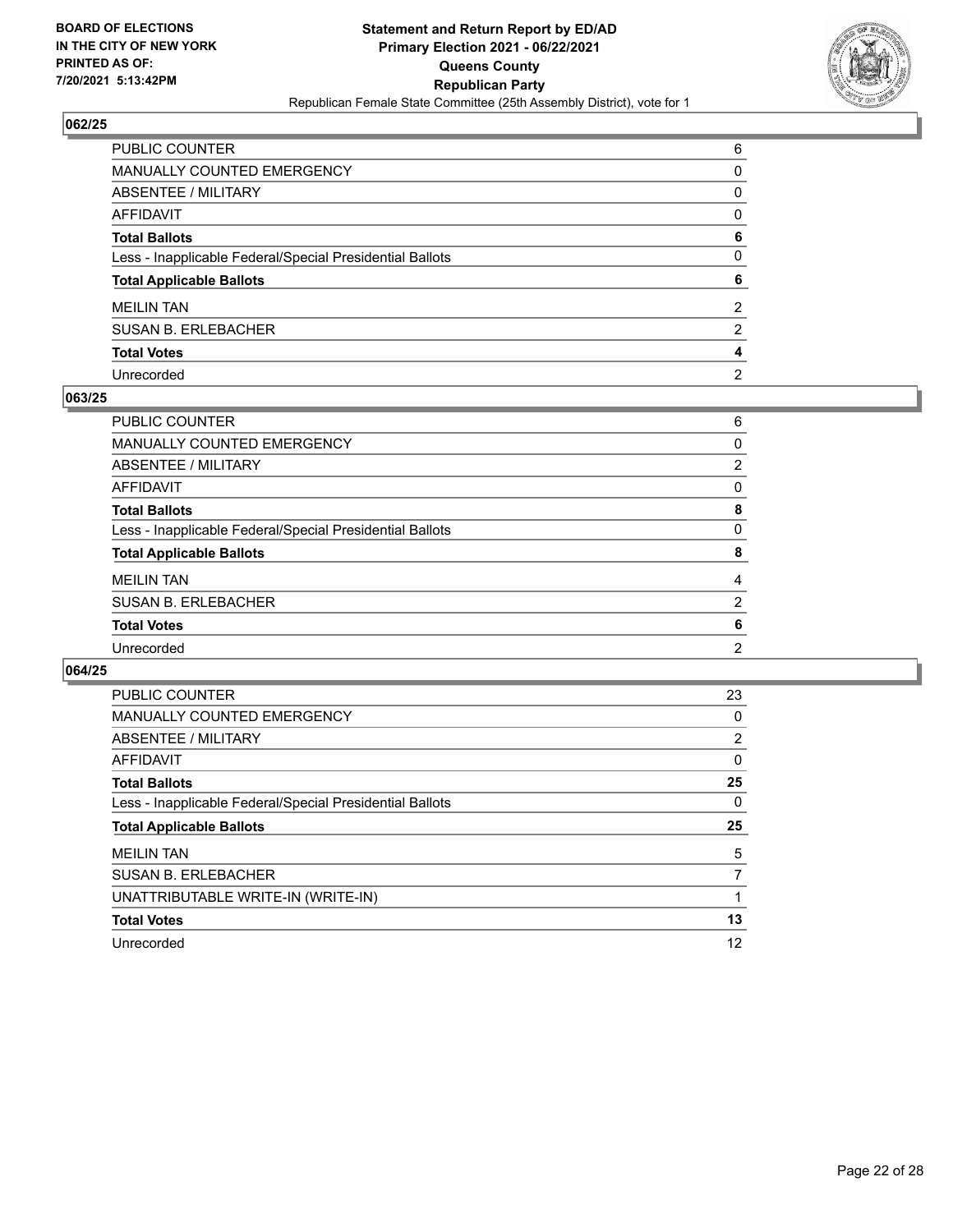**BOARD OF ELECTIONS IN THE CITY OF NEW YORK PRINTED AS OF: 7/20/2021 5:13:42PM**

**Statement and Return Report by ED/AD**
**Primary Election 2021 - 06/22/2021**
**Queens County**
**Republican Party**
Republican Female State Committee (25th Assembly District), vote for 1

## 062/25

| | |
|---|---|
| PUBLIC COUNTER | 6 |
| MANUALLY COUNTED EMERGENCY | 0 |
| ABSENTEE / MILITARY | 0 |
| AFFIDAVIT | 0 |
| **Total Ballots** | **6** |
| Less - Inapplicable Federal/Special Presidential Ballots | 0 |
| **Total Applicable Ballots** | **6** |
| MEILIN TAN | 2 |
| SUSAN B. ERLEBACHER | 2 |
| **Total Votes** | **4** |
| Unrecorded | 2 |

## 063/25

| | |
|---|---|
| PUBLIC COUNTER | 6 |
| MANUALLY COUNTED EMERGENCY | 0 |
| ABSENTEE / MILITARY | 2 |
| AFFIDAVIT | 0 |
| **Total Ballots** | **8** |
| Less - Inapplicable Federal/Special Presidential Ballots | 0 |
| **Total Applicable Ballots** | **8** |
| MEILIN TAN | 4 |
| SUSAN B. ERLEBACHER | 2 |
| **Total Votes** | **6** |
| Unrecorded | 2 |

## 064/25

| | |
|---|---|
| PUBLIC COUNTER | 23 |
| MANUALLY COUNTED EMERGENCY | 0 |
| ABSENTEE / MILITARY | 2 |
| AFFIDAVIT | 0 |
| **Total Ballots** | **25** |
| Less - Inapplicable Federal/Special Presidential Ballots | 0 |
| **Total Applicable Ballots** | **25** |
| MEILIN TAN | 5 |
| SUSAN B. ERLEBACHER | 7 |
| UNATTRIBUTABLE WRITE-IN (WRITE-IN) | 1 |
| **Total Votes** | **13** |
| Unrecorded | 12 |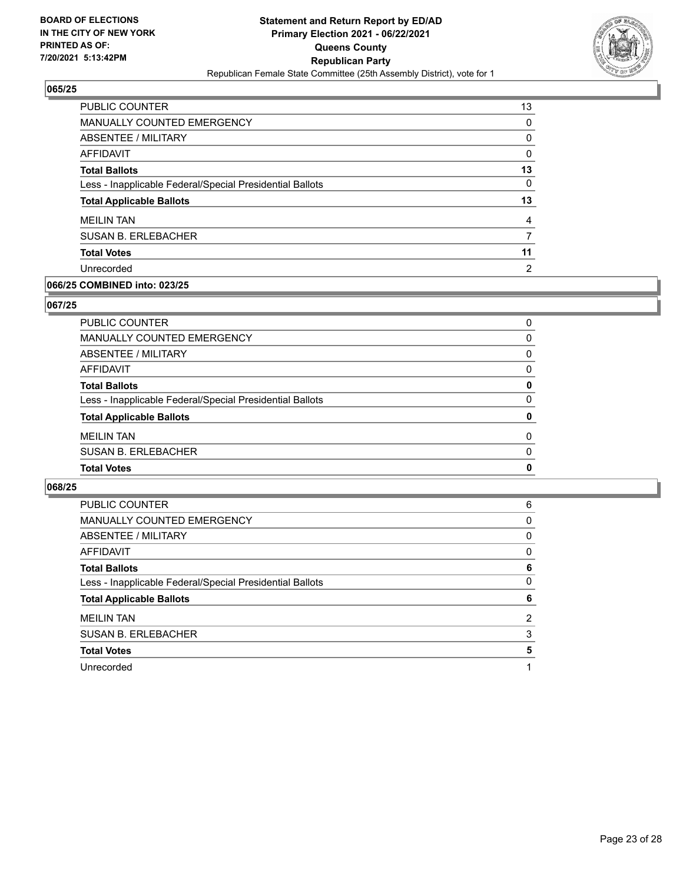BOARD OF ELECTIONS
IN THE CITY OF NEW YORK
PRINTED AS OF:
7/20/2021 5:13:42PM

**Statement and Return Report by ED/AD**
**Primary Election 2021 - 06/22/2021**
**Queens County**
**Republican Party**
Republican Female State Committee (25th Assembly District), vote for 1

### 065/25

| | |
|---|---|
| PUBLIC COUNTER | 13 |
| MANUALLY COUNTED EMERGENCY | 0 |
| ABSENTEE / MILITARY | 0 |
| AFFIDAVIT | 0 |
| **Total Ballots** | **13** |
| Less - Inapplicable Federal/Special Presidential Ballots | 0 |
| **Total Applicable Ballots** | **13** |
| MEILIN TAN | 4 |
| SUSAN B. ERLEBACHER | 7 |
| **Total Votes** | **11** |
| Unrecorded | 2 |

### 066/25 COMBINED into: 023/25

### 067/25

| | |
|---|---|
| PUBLIC COUNTER | 0 |
| MANUALLY COUNTED EMERGENCY | 0 |
| ABSENTEE / MILITARY | 0 |
| AFFIDAVIT | 0 |
| **Total Ballots** | **0** |
| Less - Inapplicable Federal/Special Presidential Ballots | 0 |
| **Total Applicable Ballots** | **0** |
| MEILIN TAN | 0 |
| SUSAN B. ERLEBACHER | 0 |
| **Total Votes** | **0** |

### 068/25

| | |
|---|---|
| PUBLIC COUNTER | 6 |
| MANUALLY COUNTED EMERGENCY | 0 |
| ABSENTEE / MILITARY | 0 |
| AFFIDAVIT | 0 |
| **Total Ballots** | **6** |
| Less - Inapplicable Federal/Special Presidential Ballots | 0 |
| **Total Applicable Ballots** | **6** |
| MEILIN TAN | 2 |
| SUSAN B. ERLEBACHER | 3 |
| **Total Votes** | **5** |
| Unrecorded | 1 |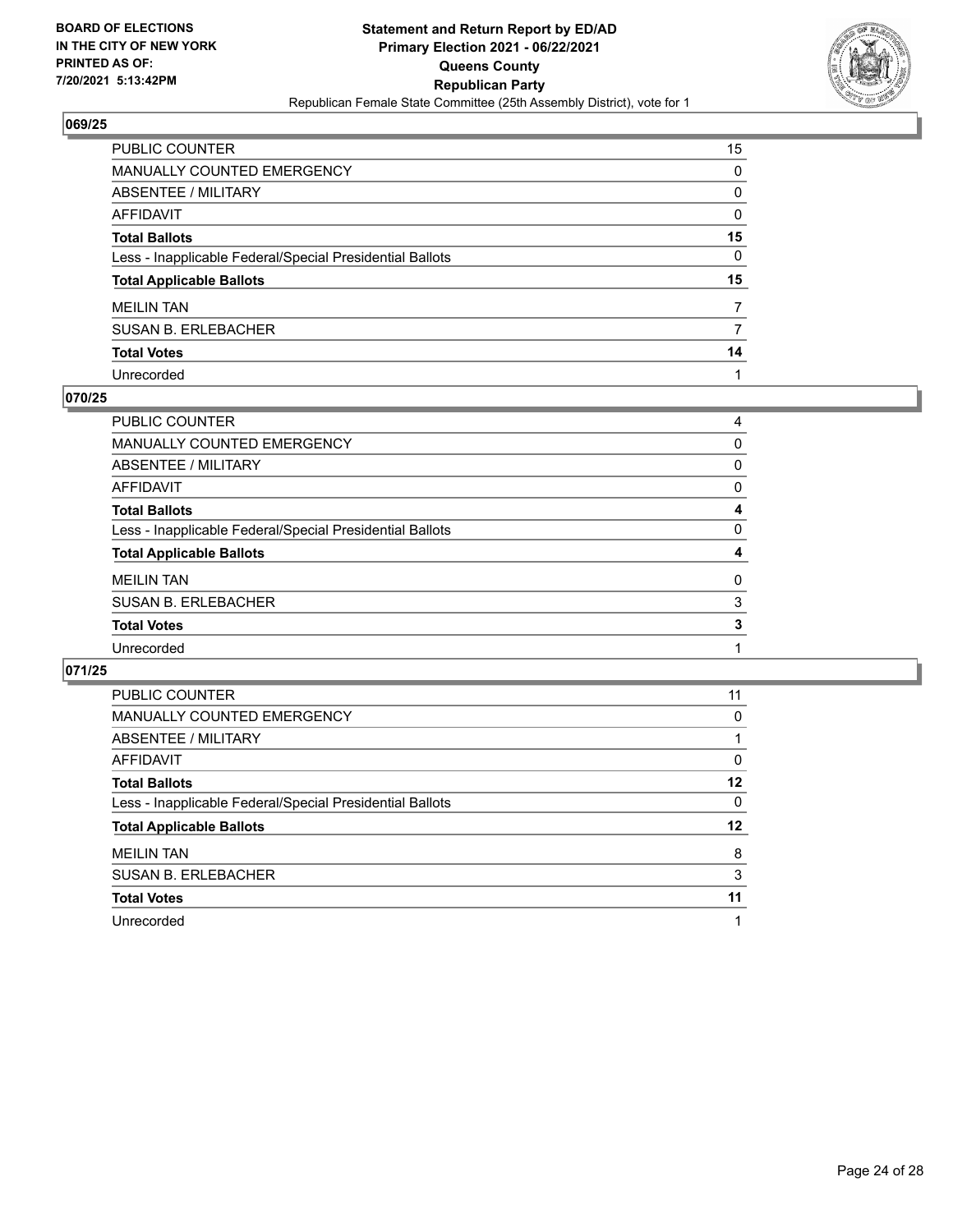BOARD OF ELECTIONS
IN THE CITY OF NEW YORK
PRINTED AS OF:
7/20/2021 5:13:42PM

**Statement and Return Report by ED/AD**
**Primary Election 2021 - 06/22/2021**
**Queens County**
**Republican Party**
Republican Female State Committee (25th Assembly District), vote for 1

### 069/25

| | |
|---|---|
| PUBLIC COUNTER | 15 |
| MANUALLY COUNTED EMERGENCY | 0 |
| ABSENTEE / MILITARY | 0 |
| AFFIDAVIT | 0 |
| **Total Ballots** | **15** |
| Less - Inapplicable Federal/Special Presidential Ballots | 0 |
| **Total Applicable Ballots** | **15** |
| MEILIN TAN | 7 |
| SUSAN B. ERLEBACHER | 7 |
| **Total Votes** | **14** |
| Unrecorded | 1 |

### 070/25

| | |
|---|---|
| PUBLIC COUNTER | 4 |
| MANUALLY COUNTED EMERGENCY | 0 |
| ABSENTEE / MILITARY | 0 |
| AFFIDAVIT | 0 |
| **Total Ballots** | **4** |
| Less - Inapplicable Federal/Special Presidential Ballots | 0 |
| **Total Applicable Ballots** | **4** |
| MEILIN TAN | 0 |
| SUSAN B. ERLEBACHER | 3 |
| **Total Votes** | **3** |
| Unrecorded | 1 |

### 071/25

| | |
|---|---|
| PUBLIC COUNTER | 11 |
| MANUALLY COUNTED EMERGENCY | 0 |
| ABSENTEE / MILITARY | 1 |
| AFFIDAVIT | 0 |
| **Total Ballots** | **12** |
| Less - Inapplicable Federal/Special Presidential Ballots | 0 |
| **Total Applicable Ballots** | **12** |
| MEILIN TAN | 8 |
| SUSAN B. ERLEBACHER | 3 |
| **Total Votes** | **11** |
| Unrecorded | 1 |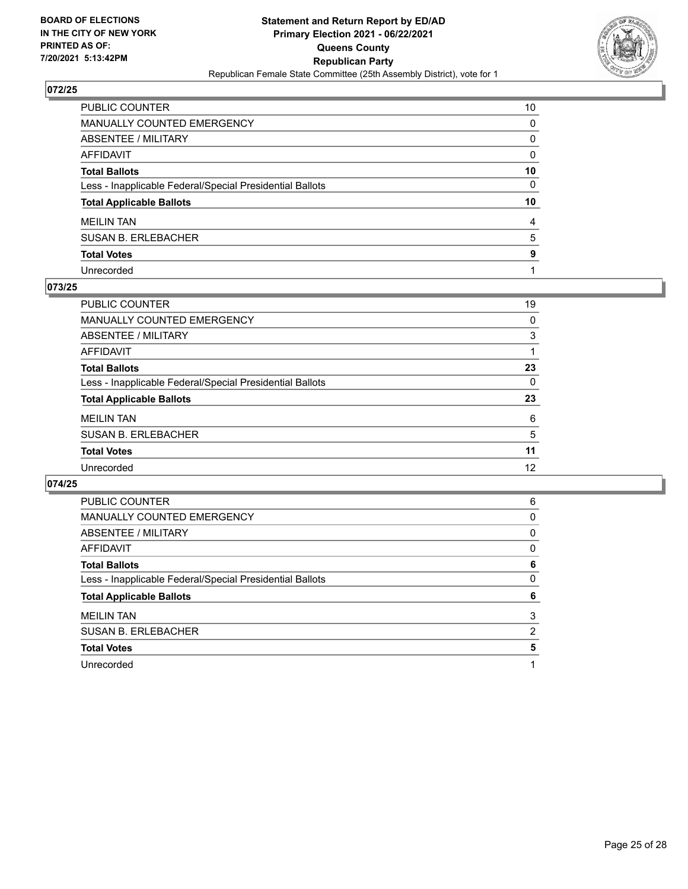**BOARD OF ELECTIONS IN THE CITY OF NEW YORK PRINTED AS OF: 7/20/2021 5:13:42PM**

**Statement and Return Report by ED/AD**
**Primary Election 2021 - 06/22/2021**
**Queens County**
**Republican Party**
Republican Female State Committee (25th Assembly District), vote for 1

## 072/25

| | |
|---|---|
| PUBLIC COUNTER | 10 |
| MANUALLY COUNTED EMERGENCY | 0 |
| ABSENTEE / MILITARY | 0 |
| AFFIDAVIT | 0 |
| **Total Ballots** | **10** |
| Less - Inapplicable Federal/Special Presidential Ballots | 0 |
| **Total Applicable Ballots** | **10** |
| MEILIN TAN | 4 |
| SUSAN B. ERLEBACHER | 5 |
| **Total Votes** | **9** |
| Unrecorded | 1 |

## 073/25

| | |
|---|---|
| PUBLIC COUNTER | 19 |
| MANUALLY COUNTED EMERGENCY | 0 |
| ABSENTEE / MILITARY | 3 |
| AFFIDAVIT | 1 |
| **Total Ballots** | **23** |
| Less - Inapplicable Federal/Special Presidential Ballots | 0 |
| **Total Applicable Ballots** | **23** |
| MEILIN TAN | 6 |
| SUSAN B. ERLEBACHER | 5 |
| **Total Votes** | **11** |
| Unrecorded | 12 |

## 074/25

| | |
|---|---|
| PUBLIC COUNTER | 6 |
| MANUALLY COUNTED EMERGENCY | 0 |
| ABSENTEE / MILITARY | 0 |
| AFFIDAVIT | 0 |
| **Total Ballots** | **6** |
| Less - Inapplicable Federal/Special Presidential Ballots | 0 |
| **Total Applicable Ballots** | **6** |
| MEILIN TAN | 3 |
| SUSAN B. ERLEBACHER | 2 |
| **Total Votes** | **5** |
| Unrecorded | 1 |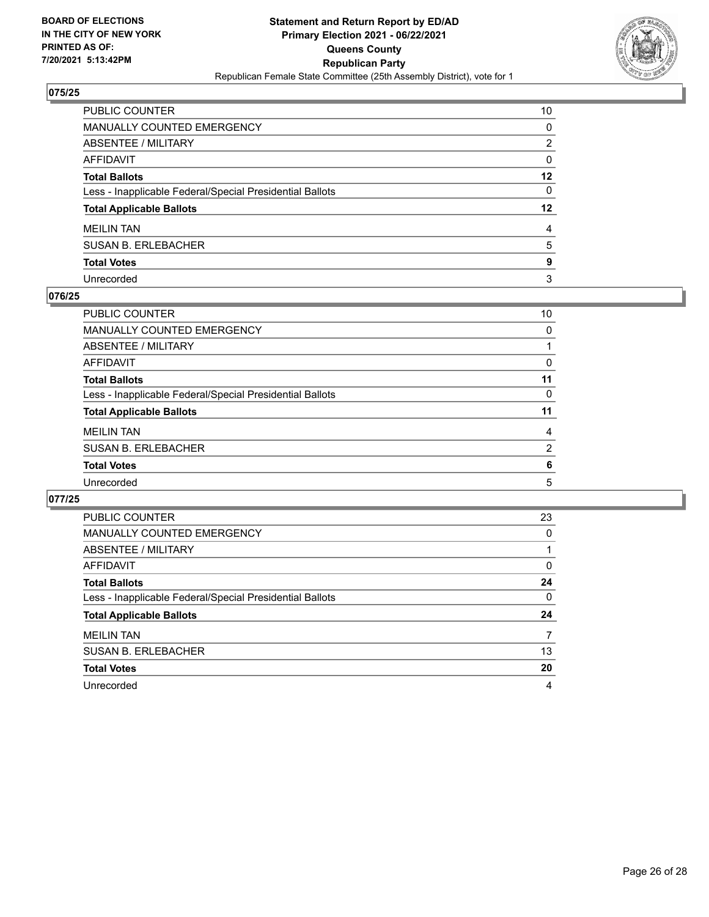## 075/25

| | |
|---|---|
| PUBLIC COUNTER | 10 |
| MANUALLY COUNTED EMERGENCY | 0 |
| ABSENTEE / MILITARY | 2 |
| AFFIDAVIT | 0 |
| **Total Ballots** | **12** |
| Less - Inapplicable Federal/Special Presidential Ballots | 0 |
| **Total Applicable Ballots** | **12** |
| MEILIN TAN | 4 |
| SUSAN B. ERLEBACHER | 5 |
| **Total Votes** | **9** |
| Unrecorded | 3 |

## 076/25

| | |
|---|---|
| PUBLIC COUNTER | 10 |
| MANUALLY COUNTED EMERGENCY | 0 |
| ABSENTEE / MILITARY | 1 |
| AFFIDAVIT | 0 |
| **Total Ballots** | **11** |
| Less - Inapplicable Federal/Special Presidential Ballots | 0 |
| **Total Applicable Ballots** | **11** |
| MEILIN TAN | 4 |
| SUSAN B. ERLEBACHER | 2 |
| **Total Votes** | **6** |
| Unrecorded | 5 |

## 077/25

| | |
|---|---|
| PUBLIC COUNTER | 23 |
| MANUALLY COUNTED EMERGENCY | 0 |
| ABSENTEE / MILITARY | 1 |
| AFFIDAVIT | 0 |
| **Total Ballots** | **24** |
| Less - Inapplicable Federal/Special Presidential Ballots | 0 |
| **Total Applicable Ballots** | **24** |
| MEILIN TAN | 7 |
| SUSAN B. ERLEBACHER | 13 |
| **Total Votes** | **20** |
| Unrecorded | 4 |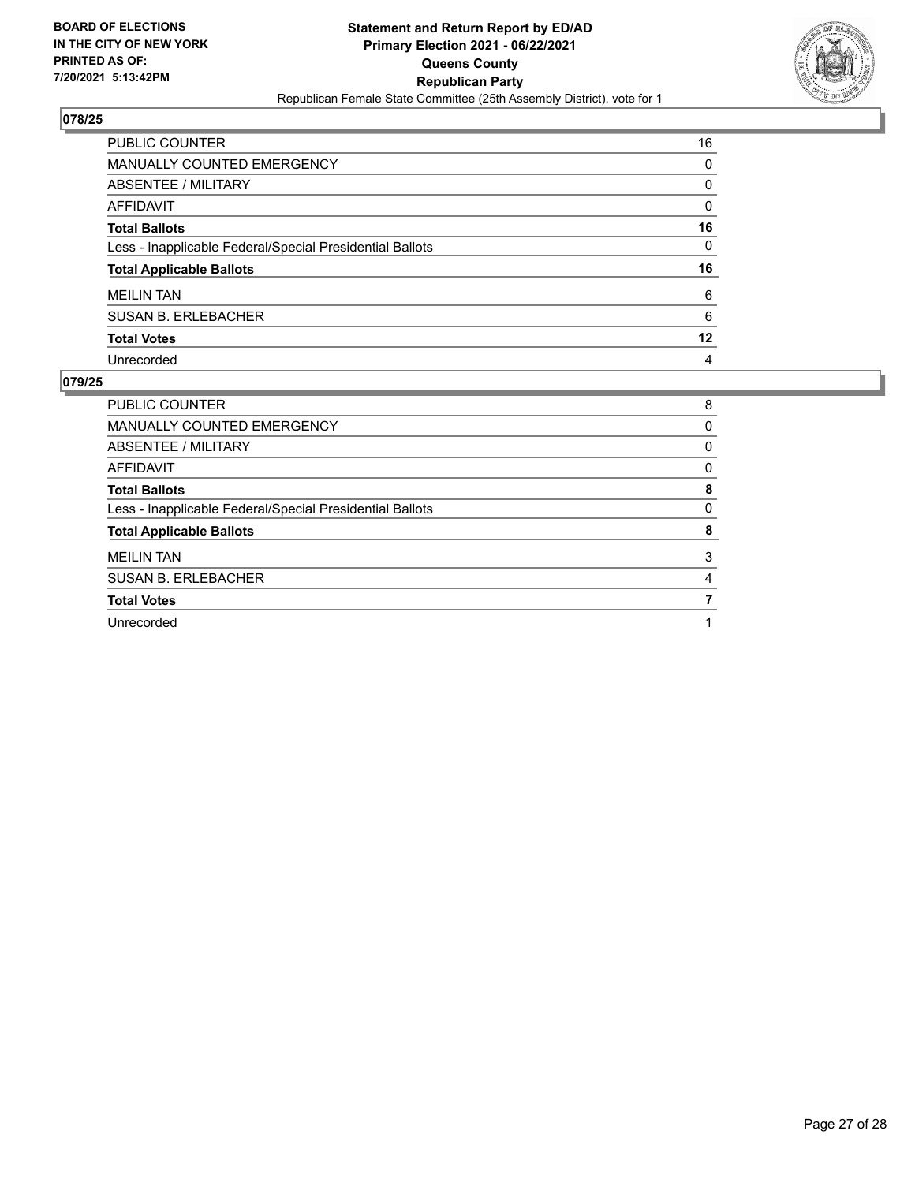**BOARD OF ELECTIONS IN THE CITY OF NEW YORK PRINTED AS OF: 7/20/2021 5:13:42PM**

**Statement and Return Report by ED/AD**
**Primary Election 2021 - 06/22/2021**
**Queens County**
**Republican Party**
Republican Female State Committee (25th Assembly District), vote for 1

## 078/25

| | |
|---|---|
| PUBLIC COUNTER | 16 |
| MANUALLY COUNTED EMERGENCY | 0 |
| ABSENTEE / MILITARY | 0 |
| AFFIDAVIT | 0 |
| **Total Ballots** | **16** |
| Less - Inapplicable Federal/Special Presidential Ballots | 0 |
| **Total Applicable Ballots** | **16** |
| MEILIN TAN | 6 |
| SUSAN B. ERLEBACHER | 6 |
| **Total Votes** | **12** |
| Unrecorded | 4 |

## 079/25

| | |
|---|---|
| PUBLIC COUNTER | 8 |
| MANUALLY COUNTED EMERGENCY | 0 |
| ABSENTEE / MILITARY | 0 |
| AFFIDAVIT | 0 |
| **Total Ballots** | **8** |
| Less - Inapplicable Federal/Special Presidential Ballots | 0 |
| **Total Applicable Ballots** | **8** |
| MEILIN TAN | 3 |
| SUSAN B. ERLEBACHER | 4 |
| **Total Votes** | **7** |
| Unrecorded | 1 |